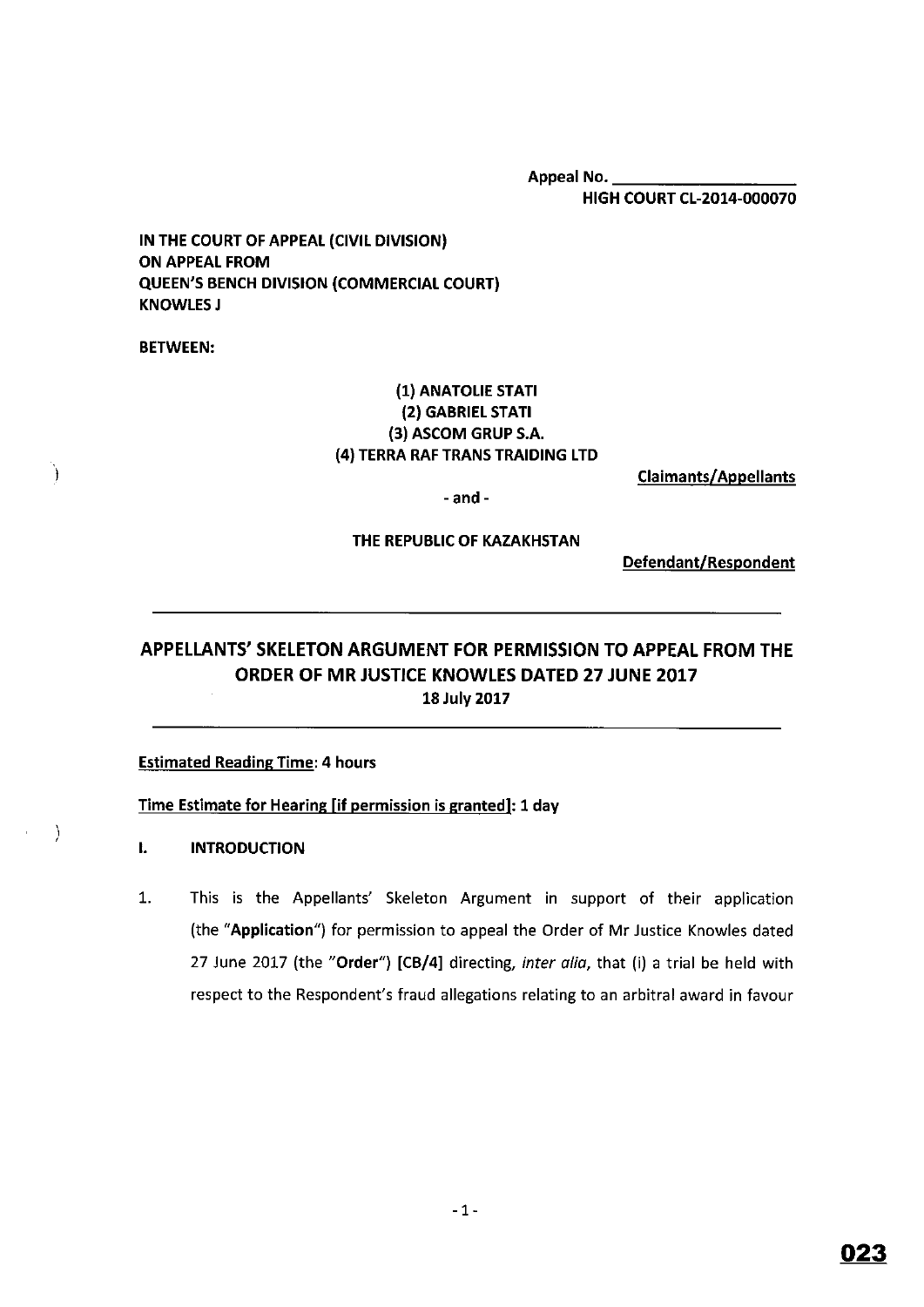Appeal No. ____________________

**HIGH COURT CL-2014-000070**

**IN THE COURT OF APPEAL (CIVIL DIVISION)**
**ON APPEAL FROM**
**QUEEN'S BENCH DIVISION (COMMERCIAL COURT)**
**KNOWLES J**

**BETWEEN:**

**(1) ANATOLIE STATI**
**(2) GABRIEL STATI**
**(3) ASCOM GRUP S.A.**
**(4) TERRA RAF TRANS TRAIDING LTD**

**Claimants/Appellants**

**- and -**

**THE REPUBLIC OF KAZAKHSTAN**

**Defendant/Respondent**

---

# APPELLANTS' SKELETON ARGUMENT FOR PERMISSION TO APPEAL FROM THE ORDER OF MR JUSTICE KNOWLES DATED 27 JUNE 2017

**18 July 2017**

---

**Estimated Reading Time: 4 hours**

**Time Estimate for Hearing [if permission is granted]: 1 day**

## I. INTRODUCTION

1. This is the Appellants' Skeleton Argument in support of their application (the "**Application**") for permission to appeal the Order of Mr Justice Knowles dated 27 June 2017 (the "**Order**") **[CB/4]** directing, *inter alia*, that (i) a trial be held with respect to the Respondent's fraud allegations relating to an arbitral award in favour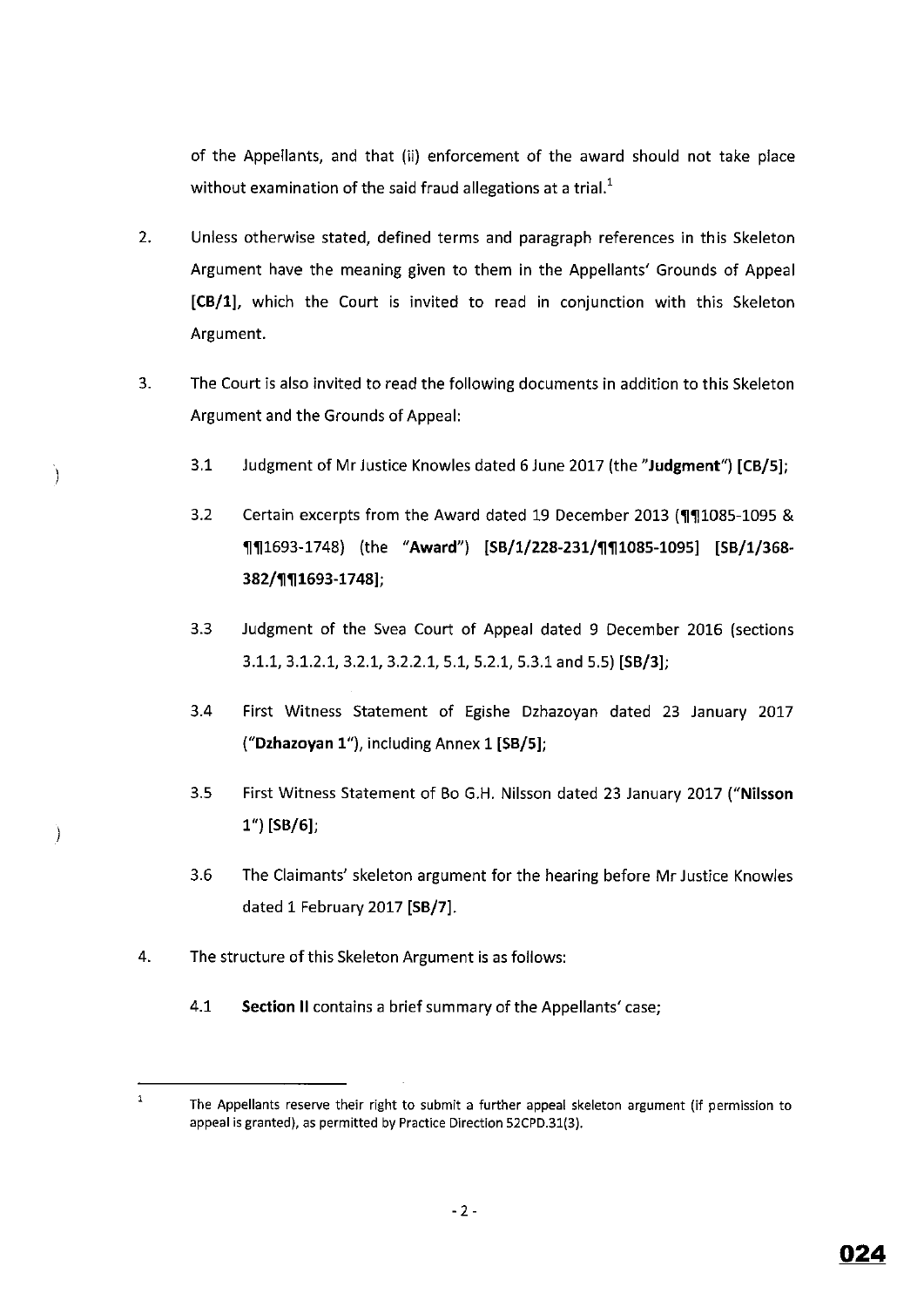of the Appellants, and that (ii) enforcement of the award should not take place without examination of the said fraud allegations at a trial.[1]

2. Unless otherwise stated, defined terms and paragraph references in this Skeleton Argument have the meaning given to them in the Appellants' Grounds of Appeal **[CB/1]**, which the Court is invited to read in conjunction with this Skeleton Argument.

3. The Court is also invited to read the following documents in addition to this Skeleton Argument and the Grounds of Appeal:

   3.1 Judgment of Mr Justice Knowles dated 6 June 2017 (the "**Judgment**") **[CB/5]**;

   3.2 Certain excerpts from the Award dated 19 December 2013 (¶¶1085-1095 & ¶¶1693-1748) (the "**Award**") **[SB/1/228-231/¶¶1085-1095] [SB/1/368-382/¶¶1693-1748]**;

   3.3 Judgment of the Svea Court of Appeal dated 9 December 2016 (sections 3.1.1, 3.1.2.1, 3.2.1, 3.2.2.1, 5.1, 5.2.1, 5.3.1 and 5.5) **[SB/3]**;

   3.4 First Witness Statement of Egishe Dzhazoyan dated 23 January 2017 ("**Dzhazoyan 1**"), including Annex 1 **[SB/5]**;

   3.5 First Witness Statement of Bo G.H. Nilsson dated 23 January 2017 ("**Nilsson 1**") **[SB/6]**;

   3.6 The Claimants' skeleton argument for the hearing before Mr Justice Knowles dated 1 February 2017 **[SB/7]**.

4. The structure of this Skeleton Argument is as follows:

   4.1 **Section II** contains a brief summary of the Appellants' case;

---

[1] The Appellants reserve their right to submit a further appeal skeleton argument (if permission to appeal is granted), as permitted by Practice Direction 52CPD.31(3).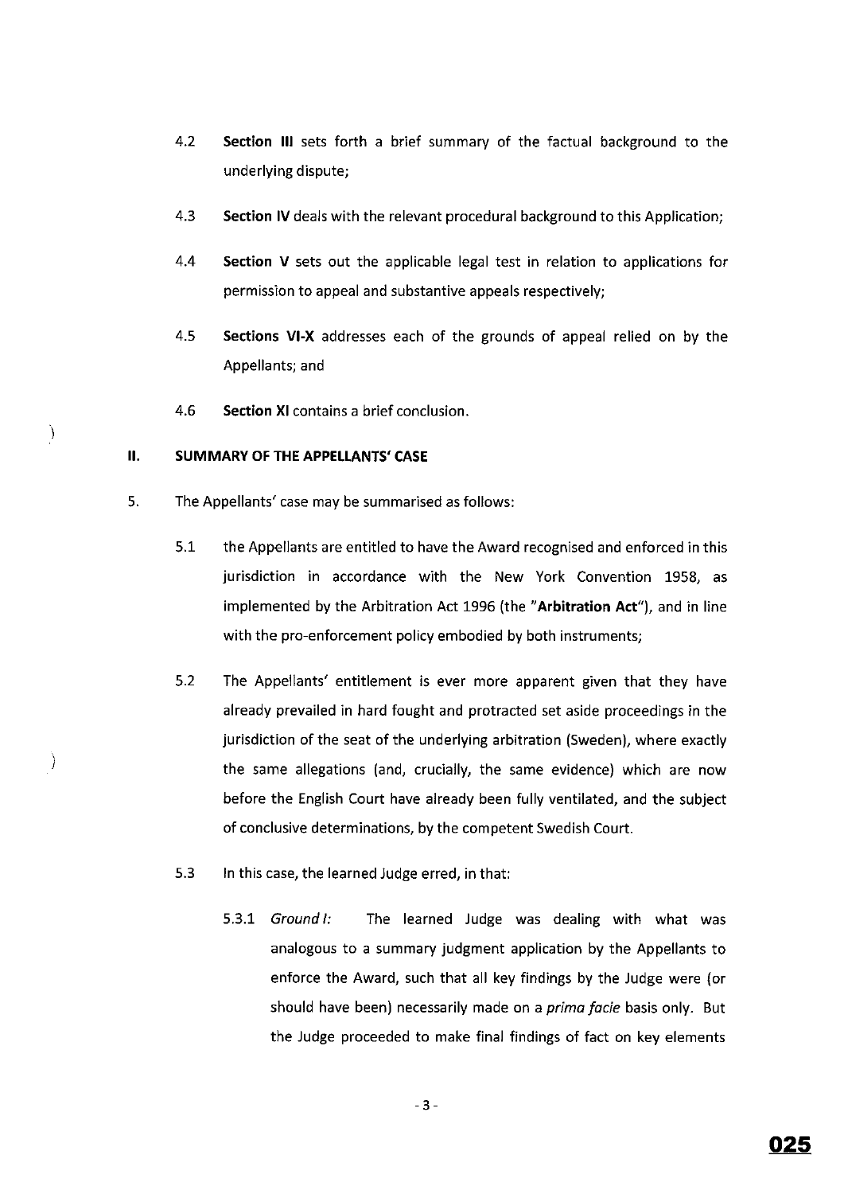4.2 **Section III** sets forth a brief summary of the factual background to the underlying dispute;

4.3 **Section IV** deals with the relevant procedural background to this Application;

4.4 **Section V** sets out the applicable legal test in relation to applications for permission to appeal and substantive appeals respectively;

4.5 **Sections VI-X** addresses each of the grounds of appeal relied on by the Appellants; and

4.6 **Section XI** contains a brief conclusion.

## II. SUMMARY OF THE APPELLANTS' CASE

5. The Appellants' case may be summarised as follows:

5.1 the Appellants are entitled to have the Award recognised and enforced in this jurisdiction in accordance with the New York Convention 1958, as implemented by the Arbitration Act 1996 (the "**Arbitration Act**"), and in line with the pro-enforcement policy embodied by both instruments;

5.2 The Appellants' entitlement is ever more apparent given that they have already prevailed in hard fought and protracted set aside proceedings in the jurisdiction of the seat of the underlying arbitration (Sweden), where exactly the same allegations (and, crucially, the same evidence) which are now before the English Court have already been fully ventilated, and the subject of conclusive determinations, by the competent Swedish Court.

5.3 In this case, the learned Judge erred, in that:

5.3.1 *Ground I:* The learned Judge was dealing with what was analogous to a summary judgment application by the Appellants to enforce the Award, such that all key findings by the Judge were (or should have been) necessarily made on a *prima facie* basis only. But the Judge proceeded to make final findings of fact on key elements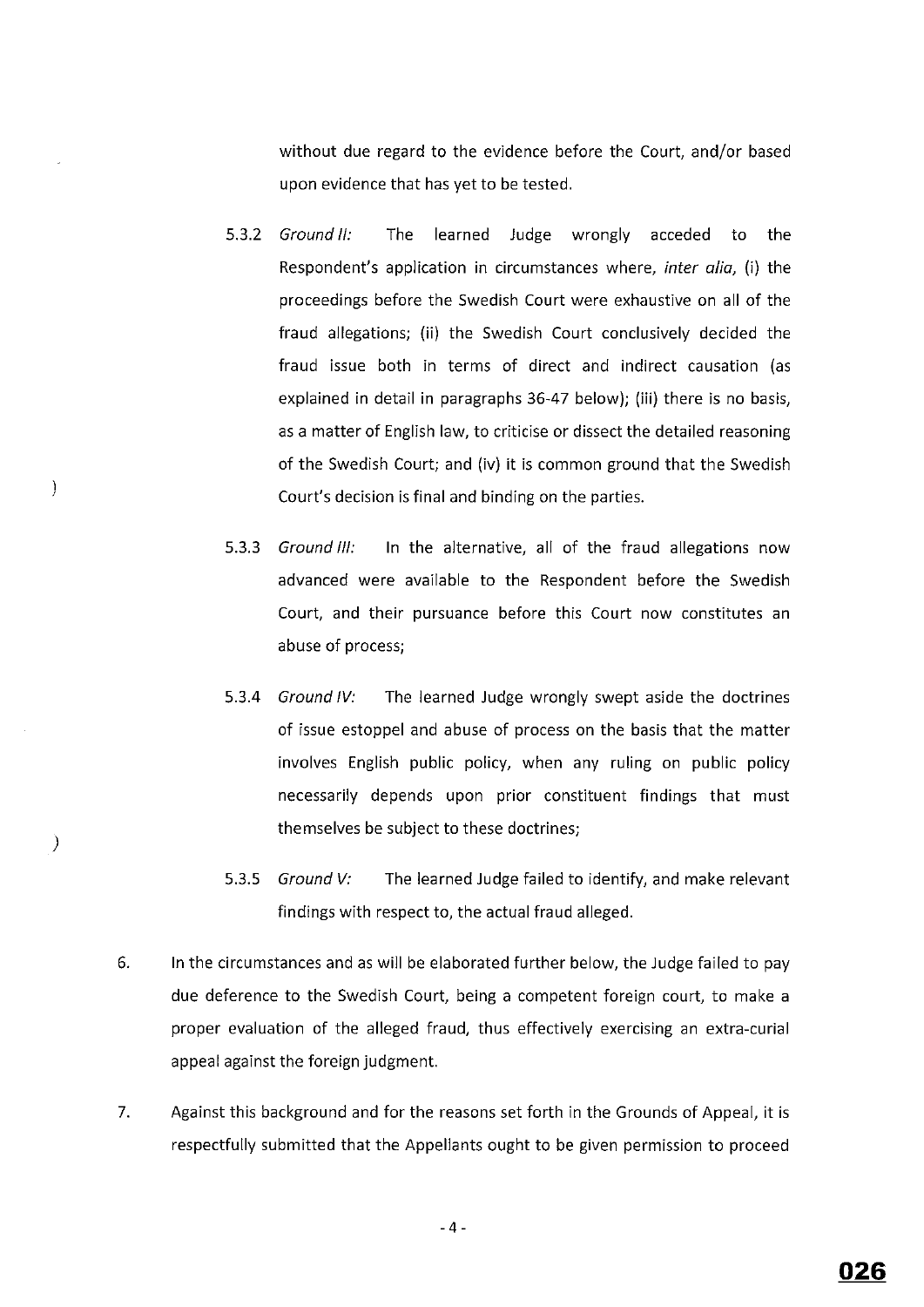without due regard to the evidence before the Court, and/or based upon evidence that has yet to be tested.

5.3.2 *Ground II:* The learned Judge wrongly acceded to the Respondent's application in circumstances where, *inter alia*, (i) the proceedings before the Swedish Court were exhaustive on all of the fraud allegations; (ii) the Swedish Court conclusively decided the fraud issue both in terms of direct and indirect causation (as explained in detail in paragraphs 36-47 below); (iii) there is no basis, as a matter of English law, to criticise or dissect the detailed reasoning of the Swedish Court; and (iv) it is common ground that the Swedish Court's decision is final and binding on the parties.

5.3.3 *Ground III:* In the alternative, all of the fraud allegations now advanced were available to the Respondent before the Swedish Court, and their pursuance before this Court now constitutes an abuse of process;

5.3.4 *Ground IV:* The learned Judge wrongly swept aside the doctrines of issue estoppel and abuse of process on the basis that the matter involves English public policy, when any ruling on public policy necessarily depends upon prior constituent findings that must themselves be subject to these doctrines;

5.3.5 *Ground V:* The learned Judge failed to identify, and make relevant findings with respect to, the actual fraud alleged.

6. In the circumstances and as will be elaborated further below, the Judge failed to pay due deference to the Swedish Court, being a competent foreign court, to make a proper evaluation of the alleged fraud, thus effectively exercising an extra-curial appeal against the foreign judgment.

7. Against this background and for the reasons set forth in the Grounds of Appeal, it is respectfully submitted that the Appellants ought to be given permission to proceed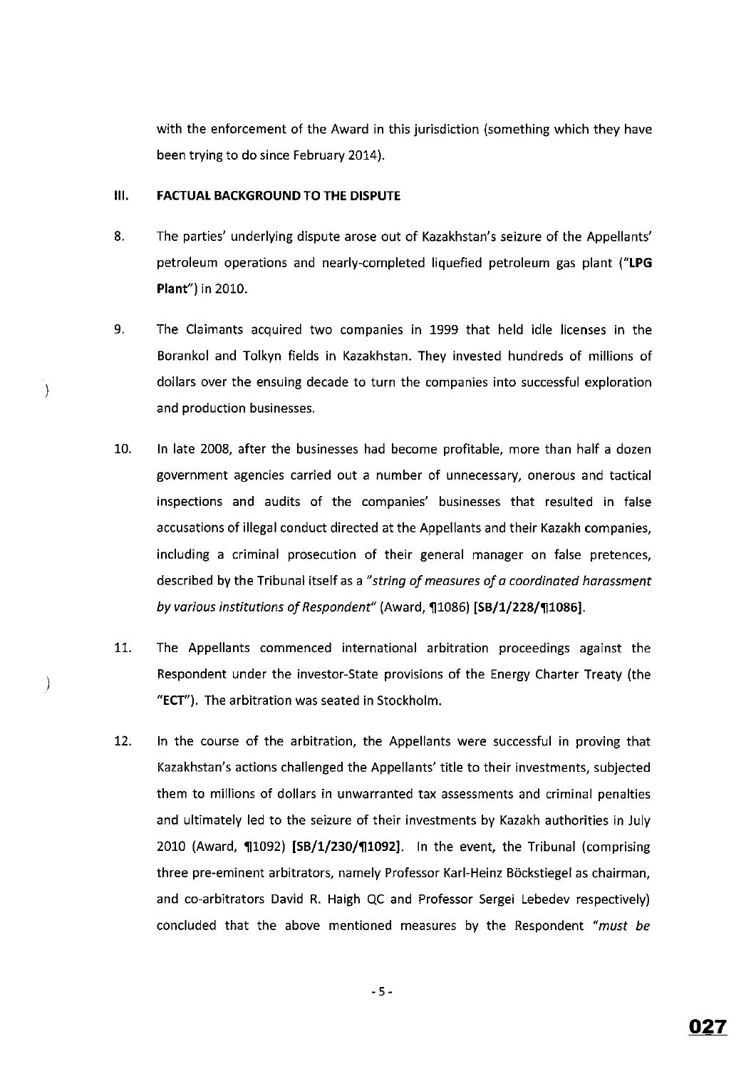with the enforcement of the Award in this jurisdiction (something which they have been trying to do since February 2014).

### III. FACTUAL BACKGROUND TO THE DISPUTE

8. The parties' underlying dispute arose out of Kazakhstan's seizure of the Appellants' petroleum operations and nearly-completed liquefied petroleum gas plant ("**LPG Plant**") in 2010.

9. The Claimants acquired two companies in 1999 that held idle licenses in the Borankol and Tolkyn fields in Kazakhstan. They invested hundreds of millions of dollars over the ensuing decade to turn the companies into successful exploration and production businesses.

10. In late 2008, after the businesses had become profitable, more than half a dozen government agencies carried out a number of unnecessary, onerous and tactical inspections and audits of the companies' businesses that resulted in false accusations of illegal conduct directed at the Appellants and their Kazakh companies, including a criminal prosecution of their general manager on false pretences, described by the Tribunal itself as a *"string of measures of a coordinated harassment by various institutions of Respondent"* (Award, ¶1086) **[SB/1/228/¶1086]**.

11. The Appellants commenced international arbitration proceedings against the Respondent under the investor-State provisions of the Energy Charter Treaty (the "**ECT**"). The arbitration was seated in Stockholm.

12. In the course of the arbitration, the Appellants were successful in proving that Kazakhstan's actions challenged the Appellants' title to their investments, subjected them to millions of dollars in unwarranted tax assessments and criminal penalties and ultimately led to the seizure of their investments by Kazakh authorities in July 2010 (Award, ¶1092) **[SB/1/230/¶1092]**. In the event, the Tribunal (comprising three pre-eminent arbitrators, namely Professor Karl-Heinz Böckstiegel as chairman, and co-arbitrators David R. Haigh QC and Professor Sergei Lebedev respectively) concluded that the above mentioned measures by the Respondent *"must be*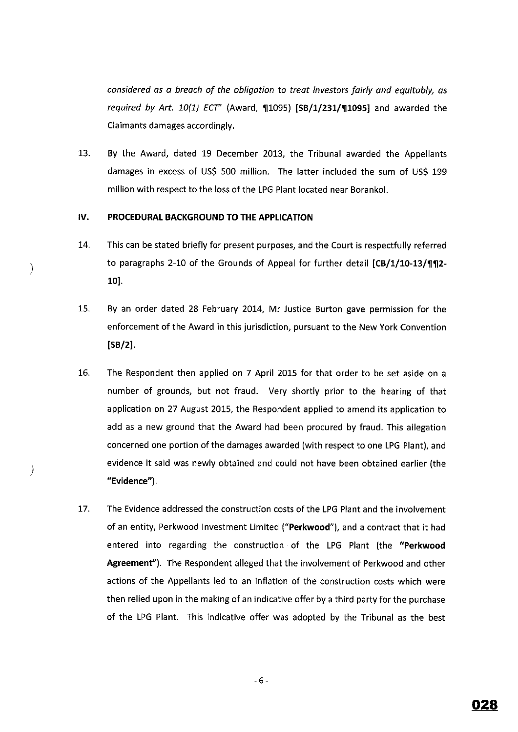*considered as a breach of the obligation to treat investors fairly and equitably, as required by Art. 10(1) ECT*" (Award, ¶1095) **[SB/1/231/¶1095]** and awarded the Claimants damages accordingly.

13. By the Award, dated 19 December 2013, the Tribunal awarded the Appellants damages in excess of US$ 500 million. The latter included the sum of US$ 199 million with respect to the loss of the LPG Plant located near Borankol.

## IV. PROCEDURAL BACKGROUND TO THE APPLICATION

14. This can be stated briefly for present purposes, and the Court is respectfully referred to paragraphs 2-10 of the Grounds of Appeal for further detail **[CB/1/10-13/¶¶2-10]**.

15. By an order dated 28 February 2014, Mr Justice Burton gave permission for the enforcement of the Award in this jurisdiction, pursuant to the New York Convention **[SB/2]**.

16. The Respondent then applied on 7 April 2015 for that order to be set aside on a number of grounds, but not fraud. Very shortly prior to the hearing of that application on 27 August 2015, the Respondent applied to amend its application to add as a new ground that the Award had been procured by fraud. This allegation concerned one portion of the damages awarded (with respect to one LPG Plant), and evidence it said was newly obtained and could not have been obtained earlier (the "**Evidence**").

17. The Evidence addressed the construction costs of the LPG Plant and the involvement of an entity, Perkwood Investment Limited ("**Perkwood**"), and a contract that it had entered into regarding the construction of the LPG Plant (the "**Perkwood Agreement**"). The Respondent alleged that the involvement of Perkwood and other actions of the Appellants led to an inflation of the construction costs which were then relied upon in the making of an indicative offer by a third party for the purchase of the LPG Plant. This indicative offer was adopted by the Tribunal as the best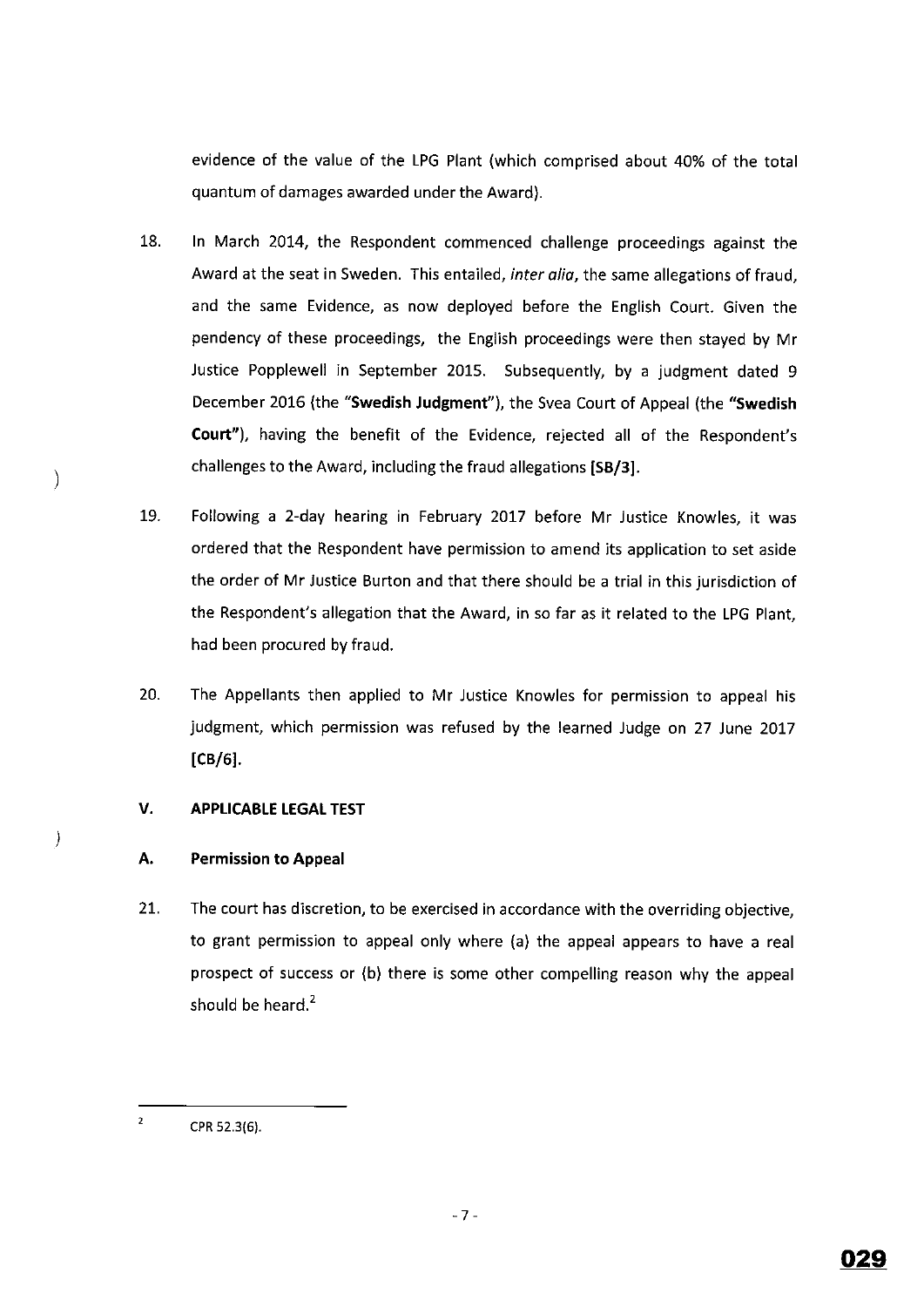evidence of the value of the LPG Plant (which comprised about 40% of the total quantum of damages awarded under the Award).

18. In March 2014, the Respondent commenced challenge proceedings against the Award at the seat in Sweden. This entailed, *inter alia*, the same allegations of fraud, and the same Evidence, as now deployed before the English Court. Given the pendency of these proceedings, the English proceedings were then stayed by Mr Justice Popplewell in September 2015. Subsequently, by a judgment dated 9 December 2016 (the **"Swedish Judgment"**), the Svea Court of Appeal (the **"Swedish Court"**), having the benefit of the Evidence, rejected all of the Respondent's challenges to the Award, including the fraud allegations **[SB/3]**.

19. Following a 2-day hearing in February 2017 before Mr Justice Knowles, it was ordered that the Respondent have permission to amend its application to set aside the order of Mr Justice Burton and that there should be a trial in this jurisdiction of the Respondent's allegation that the Award, in so far as it related to the LPG Plant, had been procured by fraud.

20. The Appellants then applied to Mr Justice Knowles for permission to appeal his judgment, which permission was refused by the learned Judge on 27 June 2017 **[CB/6]**.

## V. APPLICABLE LEGAL TEST

### A. Permission to Appeal

21. The court has discretion, to be exercised in accordance with the overriding objective, to grant permission to appeal only where (a) the appeal appears to have a real prospect of success or (b) there is some other compelling reason why the appeal should be heard.[2]

---

[2] CPR 52.3(6).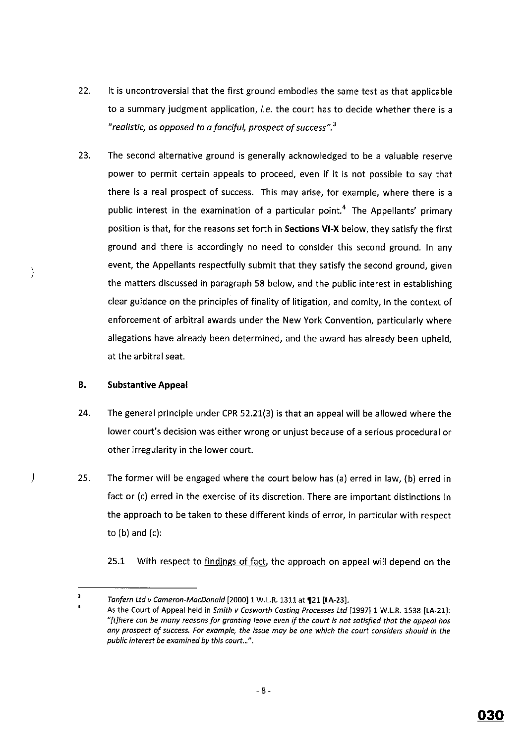22. It is uncontroversial that the first ground embodies the same test as that applicable to a summary judgment application, *i.e.* the court has to decide whether there is a *"realistic, as opposed to a fanciful, prospect of success"*.[3]

23. The second alternative ground is generally acknowledged to be a valuable reserve power to permit certain appeals to proceed, even if it is not possible to say that there is a real prospect of success. This may arise, for example, where there is a public interest in the examination of a particular point.[4] The Appellants' primary position is that, for the reasons set forth in **Sections VI-X** below, they satisfy the first ground and there is accordingly no need to consider this second ground. In any event, the Appellants respectfully submit that they satisfy the second ground, given the matters discussed in paragraph 58 below, and the public interest in establishing clear guidance on the principles of finality of litigation, and comity, in the context of enforcement of arbitral awards under the New York Convention, particularly where allegations have already been determined, and the award has already been upheld, at the arbitral seat.

### B. Substantive Appeal

24. The general principle under CPR 52.21(3) is that an appeal will be allowed where the lower court's decision was either wrong or unjust because of a serious procedural or other irregularity in the lower court.

25. The former will be engaged where the court below has (a) erred in law, (b) erred in fact or (c) erred in the exercise of its discretion. There are important distinctions in the approach to be taken to these different kinds of error, in particular with respect to (b) and (c):

    25.1 With respect to findings of fact, the approach on appeal will depend on the

---

[3] *Tanfern Ltd v Cameron-MacDonald* [2000] 1 W.L.R. 1311 at ¶21 **[LA-23]**.

[4] As the Court of Appeal held in *Smith v Cosworth Casting Processes Ltd* [1997] 1 W.L.R. 1538 **[LA-21]**: *"[t]here can be many reasons for granting leave even if the court is not satisfied that the appeal has any prospect of success. For example, the issue may be one which the court considers should in the public interest be examined by this court..."*.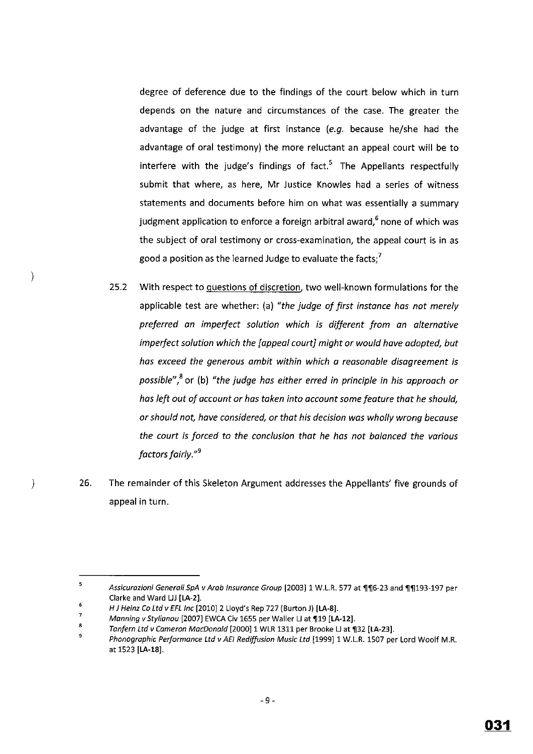degree of deference due to the findings of the court below which in turn depends on the nature and circumstances of the case. The greater the advantage of the judge at first instance (*e.g.* because he/she had the advantage of oral testimony) the more reluctant an appeal court will be to interfere with the judge's findings of fact.[5] The Appellants respectfully submit that where, as here, Mr Justice Knowles had a series of witness statements and documents before him on what was essentially a summary judgment application to enforce a foreign arbitral award,[6] none of which was the subject of oral testimony or cross-examination, the appeal court is in as good a position as the learned Judge to evaluate the facts;[7]

25.2 With respect to questions of discretion, two well-known formulations for the applicable test are whether: (a) *"the judge of first instance has not merely preferred an imperfect solution which is different from an alternative imperfect solution which the [appeal court] might or would have adopted, but has exceed the generous ambit within which a reasonable disagreement is possible"*,[8] or (b) *"the judge has either erred in principle in his approach or has left out of account or has taken into account some feature that he should, or should not, have considered, or that his decision was wholly wrong because the court is forced to the conclusion that he has not balanced the various factors fairly."*[9]

26. The remainder of this Skeleton Argument addresses the Appellants' five grounds of appeal in turn.

---

5 *Assicurazioni Generali SpA v Arab Insurance Group* [2003] 1 W.L.R. 577 at ¶¶6-23 and ¶¶193-197 per Clarke and Ward LJJ **[LA-2]**.

6 *H J Heinz Co Ltd v EFL Inc* [2010] 2 Lloyd's Rep 727 (Burton J) **[LA-8]**.

7 *Manning v Stylianou* [2007] EWCA Civ 1655 per Waller LJ at ¶19 **[LA-12]**.

8 *Tanfern Ltd v Cameron MacDonald* [2000] 1 WLR 1311 per Brooke LJ at ¶32 **[LA-23]**.

9 *Phonographic Performance Ltd v AEI Rediffusion Music Ltd* [1999] 1 W.L.R. 1507 per Lord Woolf M.R. at 1523 **[LA-18]**.

031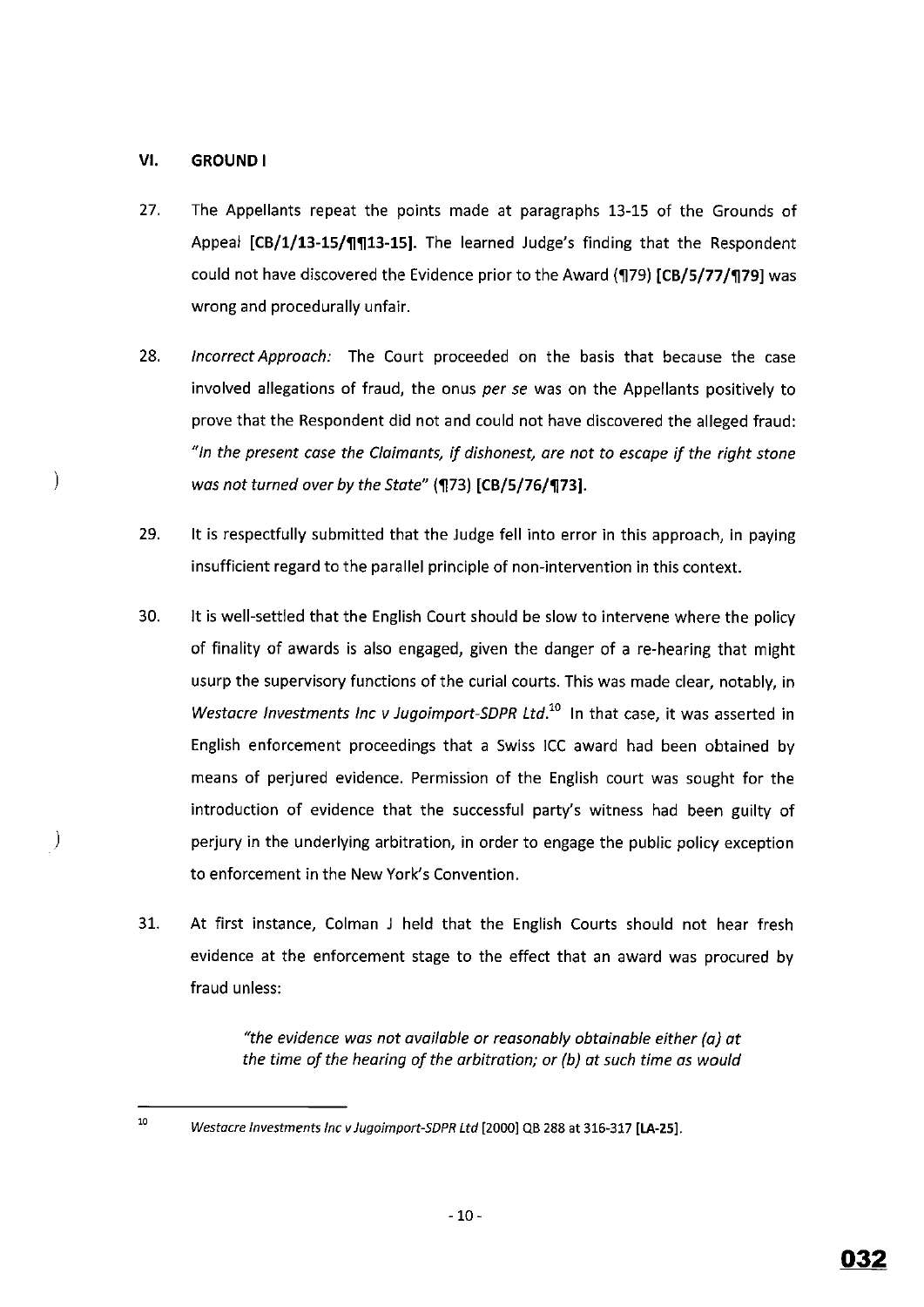## VI. GROUND I

27. The Appellants repeat the points made at paragraphs 13-15 of the Grounds of Appeal **[CB/1/13-15/¶¶13-15]**. The learned Judge's finding that the Respondent could not have discovered the Evidence prior to the Award (¶79) **[CB/5/77/¶79]** was wrong and procedurally unfair.

28. *Incorrect Approach:* The Court proceeded on the basis that because the case involved allegations of fraud, the onus *per se* was on the Appellants positively to prove that the Respondent did not and could not have discovered the alleged fraud: *"In the present case the Claimants, if dishonest, are not to escape if the right stone was not turned over by the State"* (¶73) **[CB/5/76/¶73]**.

29. It is respectfully submitted that the Judge fell into error in this approach, in paying insufficient regard to the parallel principle of non-intervention in this context.

30. It is well-settled that the English Court should be slow to intervene where the policy of finality of awards is also engaged, given the danger of a re-hearing that might usurp the supervisory functions of the curial courts. This was made clear, notably, in *Westacre Investments Inc v Jugoimport-SDPR Ltd.*[10] In that case, it was asserted in English enforcement proceedings that a Swiss ICC award had been obtained by means of perjured evidence. Permission of the English court was sought for the introduction of evidence that the successful party's witness had been guilty of perjury in the underlying arbitration, in order to engage the public policy exception to enforcement in the New York's Convention.

31. At first instance, Colman J held that the English Courts should not hear fresh evidence at the enforcement stage to the effect that an award was procured by fraud unless:

> *"the evidence was not available or reasonably obtainable either (a) at the time of the hearing of the arbitration; or (b) at such time as would*

---

[10] *Westacre Investments Inc v Jugoimport-SDPR Ltd* [2000] QB 288 at 316-317 **[LA-25]**.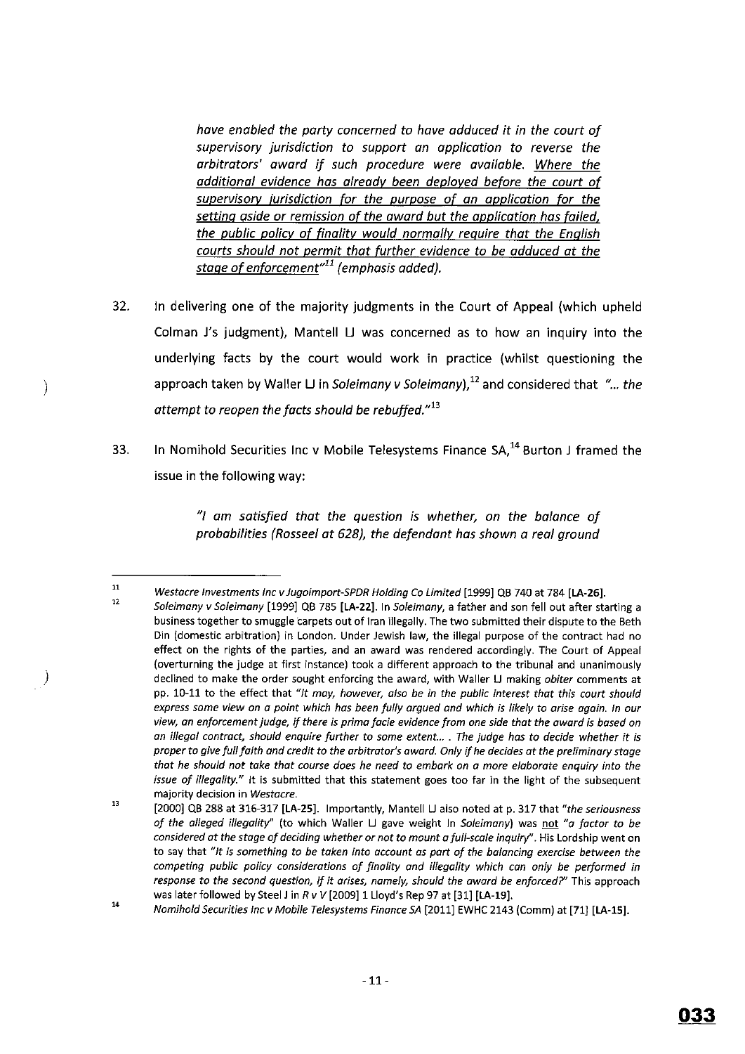> *have enabled the party concerned to have adduced it in the court of supervisory jurisdiction to support an application to reverse the arbitrators' award if such procedure were available. Where the additional evidence has already been deployed before the court of supervisory jurisdiction for the purpose of an application for the setting aside or remission of the award but the application has failed, the public policy of finality would normally require that the English courts should not permit that further evidence to be adduced at the stage of enforcement"*[11] (emphasis added).

32. In delivering one of the majority judgments in the Court of Appeal (which upheld Colman J's judgment), Mantell LJ was concerned as to how an inquiry into the underlying facts by the court would work in practice (whilst questioning the approach taken by Waller LJ in *Soleimany v Soleimany*),[12] and considered that *"... the attempt to reopen the facts should be rebuffed."*[13]

33. In Nomihold Securities Inc v Mobile Telesystems Finance SA,[14] Burton J framed the issue in the following way:

> *"I am satisfied that the question is whether, on the balance of probabilities (Rosseel at 628), the defendant has shown a real ground*

---

[11] *Westacre Investments Inc v Jugoimport-SPDR Holding Co Limited* [1999] QB 740 at 784 **[LA-26]**.

[12] *Soleimany v Soleimany* [1999] QB 785 **[LA-22]**. In *Soleimany*, a father and son fell out after starting a business together to smuggle carpets out of Iran illegally. The two submitted their dispute to the Beth Din (domestic arbitration) in London. Under Jewish law, the illegal purpose of the contract had no effect on the rights of the parties, and an award was rendered accordingly. The Court of Appeal (overturning the judge at first instance) took a different approach to the tribunal and unanimously declined to make the order sought enforcing the award, with Waller LJ making *obiter* comments at pp. 10-11 to the effect that *"It may, however, also be in the public interest that this court should express some view on a point which has been fully argued and which is likely to arise again. In our view, an enforcement judge, if there is prima facie evidence from one side that the award is based on an illegal contract, should enquire further to some extent... . The judge has to decide whether it is proper to give full faith and credit to the arbitrator's award. Only if he decides at the preliminary stage that he should not take that course does he need to embark on a more elaborate enquiry into the issue of illegality."* It is submitted that this statement goes too far in the light of the subsequent majority decision in *Westacre*.

[13] [2000] QB 288 at 316-317 **[LA-25]**. Importantly, Mantell LJ also noted at p. 317 that *"the seriousness of the alleged illegality"* (to which Waller LJ gave weight in *Soleimany*) was not *"a factor to be considered at the stage of deciding whether or not to mount a full-scale inquiry"*. His Lordship went on to say that *"It is something to be taken into account as part of the balancing exercise between the competing public policy considerations of finality and illegality which can only be performed in response to the second question, if it arises, namely, should the award be enforced?"* This approach was later followed by Steel J in *R v V* [2009] 1 Lloyd's Rep 97 at [31] **[LA-19]**.

[14] *Nomihold Securities Inc v Mobile Telesystems Finance SA* [2011] EWHC 2143 (Comm) at [71] **[LA-15]**.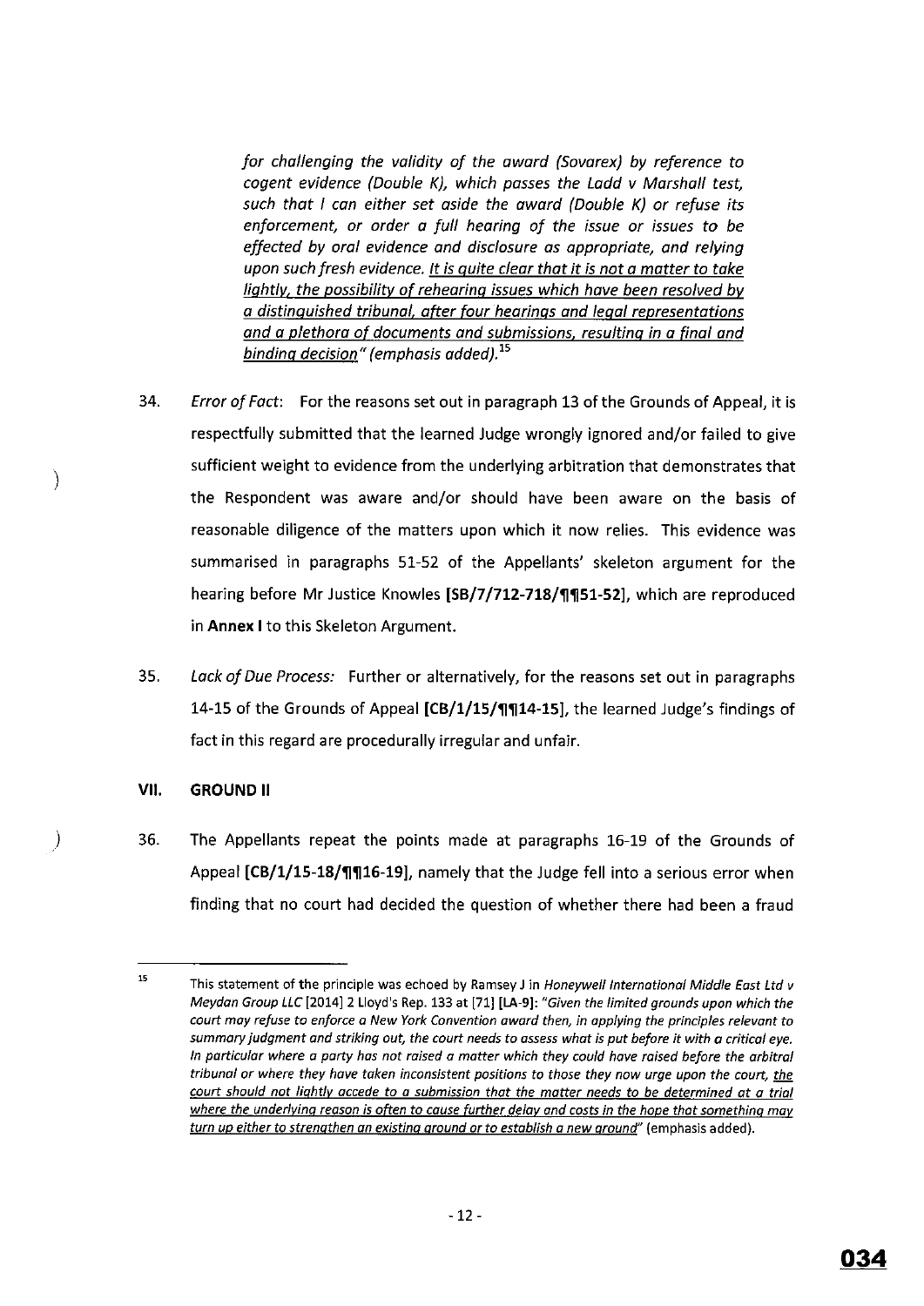> *for challenging the validity of the award (Sovarex) by reference to cogent evidence (Double K), which passes the Ladd v Marshall test, such that I can either set aside the award (Double K) or refuse its enforcement, or order a full hearing of the issue or issues to be effected by oral evidence and disclosure as appropriate, and relying upon such fresh evidence. <u>It is quite clear that it is not a matter to take lightly, the possibility of rehearing issues which have been resolved by a distinguished tribunal, after four hearings and legal representations and a plethora of documents and submissions, resulting in a final and binding decision</u>" (emphasis added).*[15]

34. *Error of Fact*: For the reasons set out in paragraph 13 of the Grounds of Appeal, it is respectfully submitted that the learned Judge wrongly ignored and/or failed to give sufficient weight to evidence from the underlying arbitration that demonstrates that the Respondent was aware and/or should have been aware on the basis of reasonable diligence of the matters upon which it now relies. This evidence was summarised in paragraphs 51-52 of the Appellants' skeleton argument for the hearing before Mr Justice Knowles **[SB/7/712-718/¶¶51-52]**, which are reproduced in **Annex I** to this Skeleton Argument.

35. *Lack of Due Process:* Further or alternatively, for the reasons set out in paragraphs 14-15 of the Grounds of Appeal **[CB/1/15/¶¶14-15]**, the learned Judge's findings of fact in this regard are procedurally irregular and unfair.

## VII. GROUND II

36. The Appellants repeat the points made at paragraphs 16-19 of the Grounds of Appeal **[CB/1/15-18/¶¶16-19]**, namely that the Judge fell into a serious error when finding that no court had decided the question of whether there had been a fraud

---

[15] This statement of the principle was echoed by Ramsey J in *Honeywell International Middle East Ltd v Meydan Group LLC* [2014] 2 Lloyd's Rep. 133 at [71] **[LA-9]**: "*Given the limited grounds upon which the court may refuse to enforce a New York Convention award then, in applying the principles relevant to summary judgment and striking out, the court needs to assess what is put before it with a critical eye. In particular where a party has not raised a matter which they could have raised before the arbitral tribunal or where they have taken inconsistent positions to those they now urge upon the court, <u>the court should not lightly accede to a submission that the matter needs to be determined at a trial where the underlying reason is often to cause further delay and costs in the hope that something may turn up either to strengthen an existing ground or to establish a new ground</u>*" (emphasis added).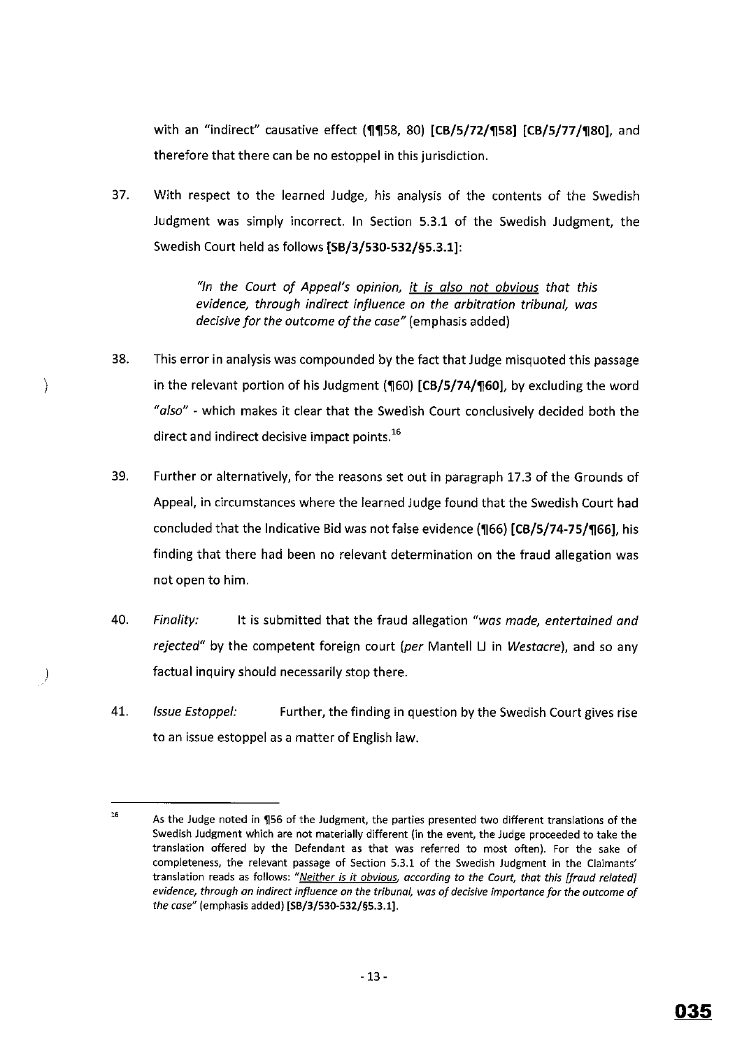with an "indirect" causative effect (¶¶58, 80) **[CB/5/72/¶58] [CB/5/77/¶80]**, and therefore that there can be no estoppel in this jurisdiction.

37. With respect to the learned Judge, his analysis of the contents of the Swedish Judgment was simply incorrect. In Section 5.3.1 of the Swedish Judgment, the Swedish Court held as follows **[SB/3/530-532/§5.3.1]**:

> *"In the Court of Appeal's opinion, it is also not obvious that this evidence, through indirect influence on the arbitration tribunal, was decisive for the outcome of the case"* (emphasis added)

38. This error in analysis was compounded by the fact that Judge misquoted this passage in the relevant portion of his Judgment (¶60) **[CB/5/74/¶60]**, by excluding the word *"also"* - which makes it clear that the Swedish Court conclusively decided both the direct and indirect decisive impact points.[16]

39. Further or alternatively, for the reasons set out in paragraph 17.3 of the Grounds of Appeal, in circumstances where the learned Judge found that the Swedish Court had concluded that the Indicative Bid was not false evidence (¶66) **[CB/5/74-75/¶66]**, his finding that there had been no relevant determination on the fraud allegation was not open to him.

40. *Finality:* It is submitted that the fraud allegation *"was made, entertained and rejected"* by the competent foreign court (*per* Mantell LJ in *Westacre*), and so any factual inquiry should necessarily stop there.

41. *Issue Estoppel:* Further, the finding in question by the Swedish Court gives rise to an issue estoppel as a matter of English law.

---

[16] As the Judge noted in ¶56 of the Judgment, the parties presented two different translations of the Swedish Judgment which are not materially different (in the event, the Judge proceeded to take the translation offered by the Defendant as that was referred to most often). For the sake of completeness, the relevant passage of Section 5.3.1 of the Swedish Judgment in the Claimants' translation reads as follows: *"Neither is it obvious, according to the Court, that this [fraud related] evidence, through an indirect influence on the tribunal, was of decisive importance for the outcome of the case"* (emphasis added) **[SB/3/530-532/§5.3.1]**.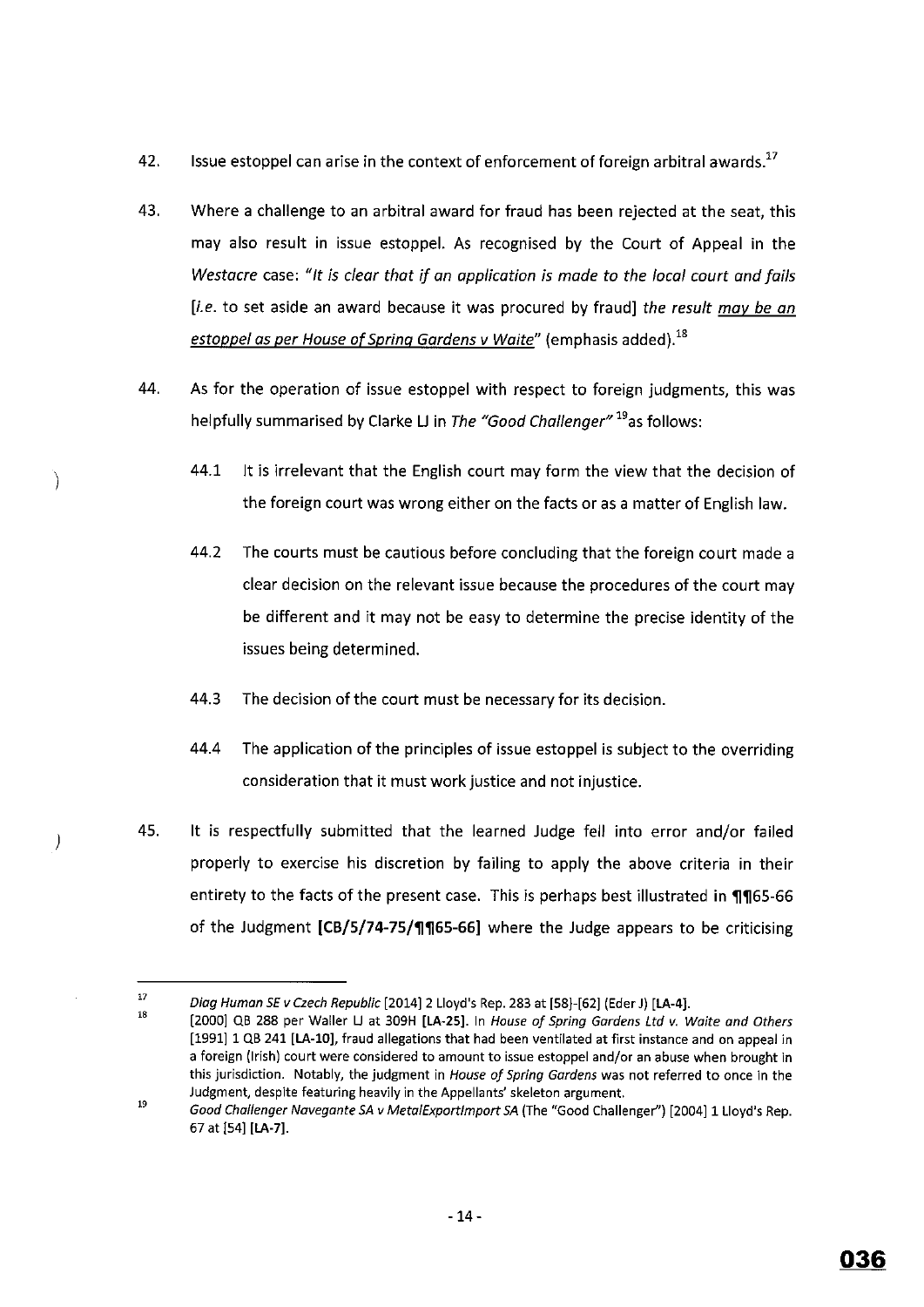42. Issue estoppel can arise in the context of enforcement of foreign arbitral awards.[17]

43. Where a challenge to an arbitral award for fraud has been rejected at the seat, this may also result in issue estoppel. As recognised by the Court of Appeal in the *Westacre* case: "*It is clear that if an application is made to the local court and fails* [*i.e.* to set aside an award because it was procured by fraud] *the result may be an estoppel as per House of Spring Gardens v Waite*" (emphasis added).[18]

44. As for the operation of issue estoppel with respect to foreign judgments, this was helpfully summarised by Clarke LJ in *The "Good Challenger"*[19] as follows:

    44.1 It is irrelevant that the English court may form the view that the decision of the foreign court was wrong either on the facts or as a matter of English law.

    44.2 The courts must be cautious before concluding that the foreign court made a clear decision on the relevant issue because the procedures of the court may be different and it may not be easy to determine the precise identity of the issues being determined.

    44.3 The decision of the court must be necessary for its decision.

    44.4 The application of the principles of issue estoppel is subject to the overriding consideration that it must work justice and not injustice.

45. It is respectfully submitted that the learned Judge fell into error and/or failed properly to exercise his discretion by failing to apply the above criteria in their entirety to the facts of the present case. This is perhaps best illustrated in **¶¶65-66** of the Judgment **[CB/5/74-75/¶¶65-66]** where the Judge appears to be criticising

---

[17] *Diag Human SE v Czech Republic* [2014] 2 Lloyd's Rep. 283 at [58]-[62] (Eder J) **[LA-4]**.

[18] [2000] QB 288 per Waller LJ at 309H **[LA-25]**. In *House of Spring Gardens Ltd v. Waite and Others* [1991] 1 QB 241 **[LA-10]**, fraud allegations that had been ventilated at first instance and on appeal in a foreign (Irish) court were considered to amount to issue estoppel and/or an abuse when brought in this jurisdiction. Notably, the judgment in *House of Spring Gardens* was not referred to once in the Judgment, despite featuring heavily in the Appellants' skeleton argument.

[19] *Good Challenger Navegante SA v MetalExportImport SA* (The "Good Challenger") [2004] 1 Lloyd's Rep. 67 at [54] **[LA-7]**.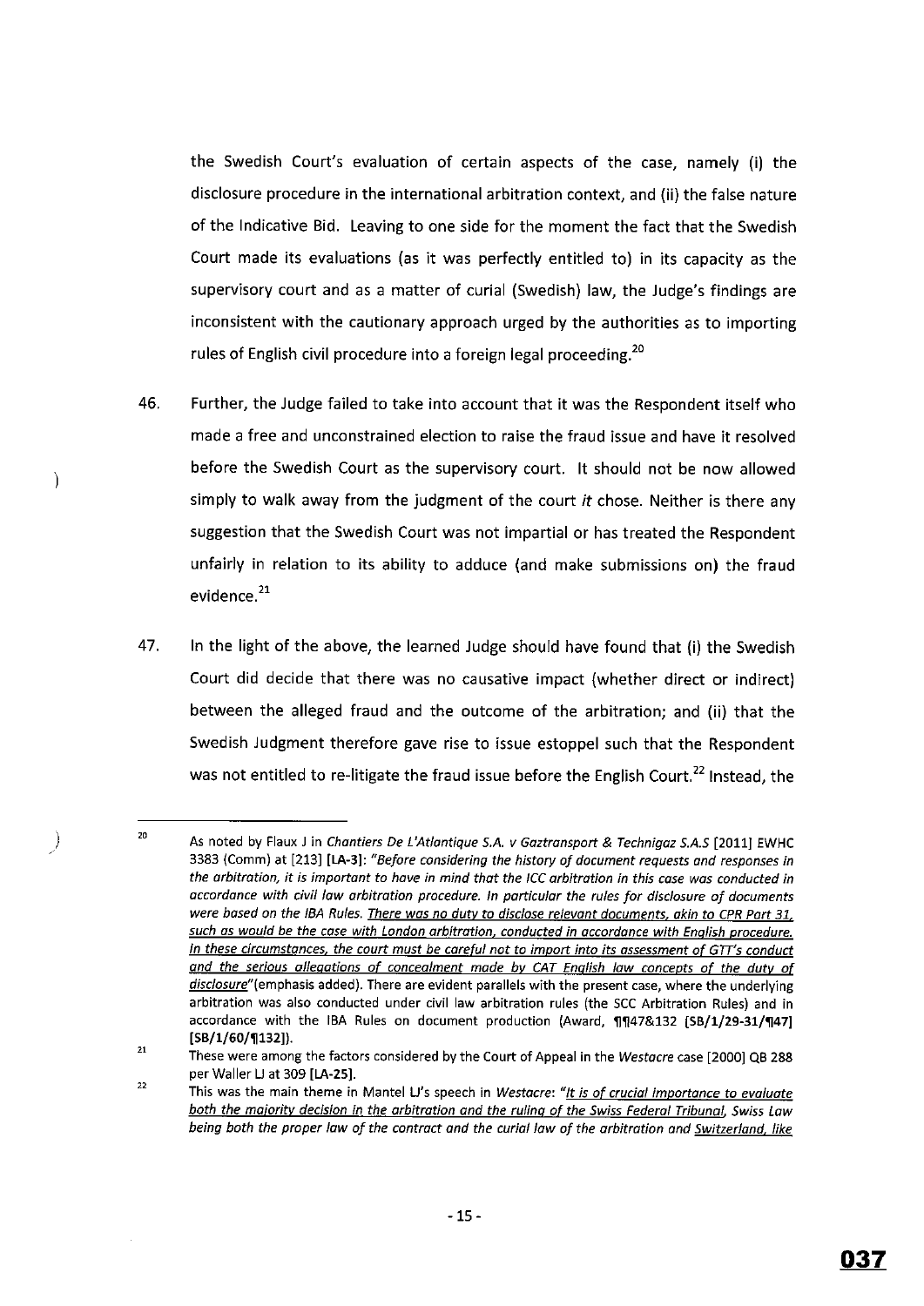the Swedish Court's evaluation of certain aspects of the case, namely (i) the disclosure procedure in the international arbitration context, and (ii) the false nature of the Indicative Bid. Leaving to one side for the moment the fact that the Swedish Court made its evaluations (as it was perfectly entitled to) in its capacity as the supervisory court and as a matter of curial (Swedish) law, the Judge's findings are inconsistent with the cautionary approach urged by the authorities as to importing rules of English civil procedure into a foreign legal proceeding.[20]

46. Further, the Judge failed to take into account that it was the Respondent itself who made a free and unconstrained election to raise the fraud issue and have it resolved before the Swedish Court as the supervisory court. It should not be now allowed simply to walk away from the judgment of the court *it* chose. Neither is there any suggestion that the Swedish Court was not impartial or has treated the Respondent unfairly in relation to its ability to adduce (and make submissions on) the fraud evidence.[21]

47. In the light of the above, the learned Judge should have found that (i) the Swedish Court did decide that there was no causative impact (whether direct or indirect) between the alleged fraud and the outcome of the arbitration; and (ii) that the Swedish Judgment therefore gave rise to issue estoppel such that the Respondent was not entitled to re-litigate the fraud issue before the English Court.[22] Instead, the

---

[20] As noted by Flaux J in *Chantiers De L'Atlantique S.A. v Gaztransport & Technigaz S.A.S* [2011] EWHC 3383 (Comm) at [213] **[LA-3]**: *"Before considering the history of document requests and responses in the arbitration, it is important to have in mind that the ICC arbitration in this case was conducted in accordance with civil law arbitration procedure. In particular the rules for disclosure of documents were based on the IBA Rules. There was no duty to disclose relevant documents, akin to CPR Part 31, such as would be the case with London arbitration, conducted in accordance with English procedure. In these circumstances, the court must be careful not to import into its assessment of GTT's conduct and the serious allegations of concealment made by CAT English law concepts of the duty of disclosure"*(emphasis added). There are evident parallels with the present case, where the underlying arbitration was also conducted under civil law arbitration rules (the SCC Arbitration Rules) and in accordance with the IBA Rules on document production (Award, ¶¶47&132 **[SB/1/29-31/¶47] [SB/1/60/¶132]**).

[21] These were among the factors considered by the Court of Appeal in the *Westacre* case [2000] QB 288 per Waller LJ at 309 **[LA-25]**.

[22] This was the main theme in Mantel LJ's speech in *Westacre*: *"It is of crucial importance to evaluate both the majority decision in the arbitration and the ruling of the Swiss Federal Tribunal, Swiss Law being both the proper law of the contract and the curial law of the arbitration and Switzerland, like*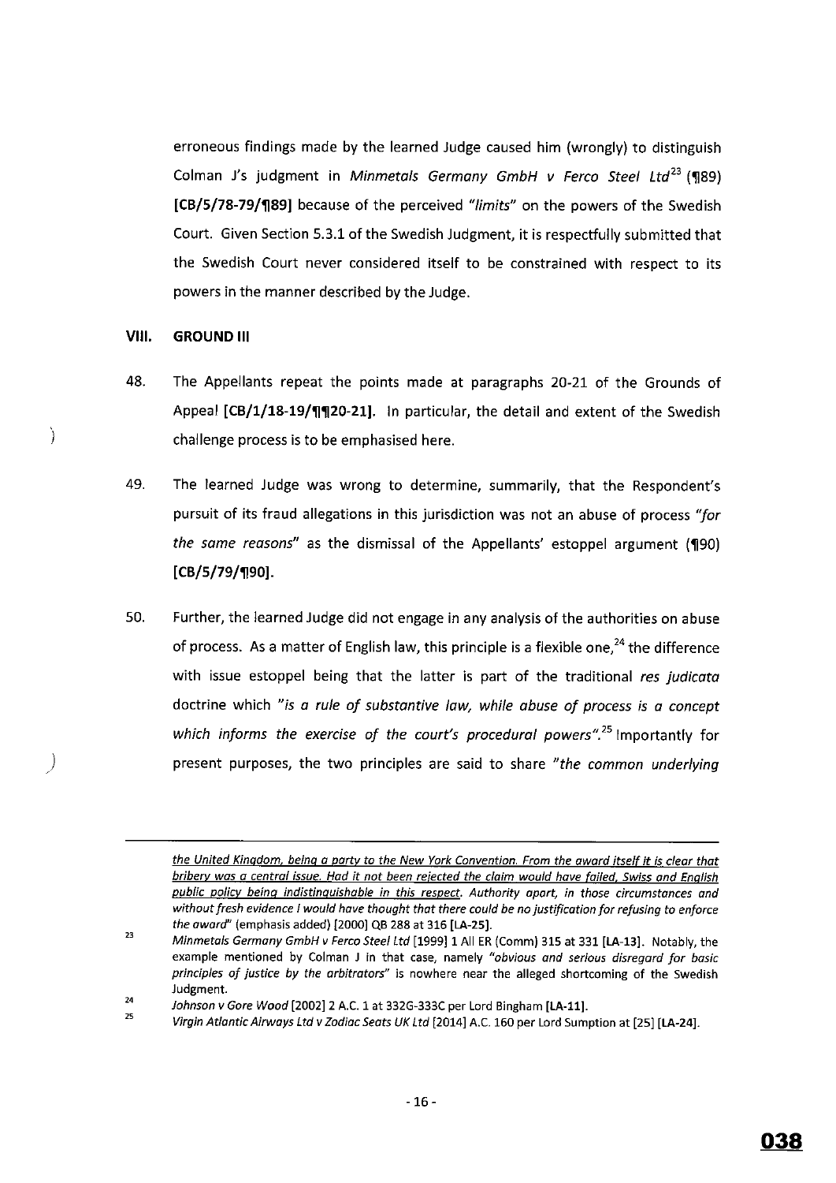erroneous findings made by the learned Judge caused him (wrongly) to distinguish Colman J's judgment in *Minmetals Germany GmbH v Ferco Steel Ltd*[23] (¶89) **[CB/5/78-79/¶89]** because of the perceived *"limits"* on the powers of the Swedish Court. Given Section 5.3.1 of the Swedish Judgment, it is respectfully submitted that the Swedish Court never considered itself to be constrained with respect to its powers in the manner described by the Judge.

## VIII. GROUND III

48. The Appellants repeat the points made at paragraphs 20-21 of the Grounds of Appeal **[CB/1/18-19/¶¶20-21]**. In particular, the detail and extent of the Swedish challenge process is to be emphasised here.

49. The learned Judge was wrong to determine, summarily, that the Respondent's pursuit of its fraud allegations in this jurisdiction was not an abuse of process *"for the same reasons"* as the dismissal of the Appellants' estoppel argument (¶90) **[CB/5/79/¶90]**.

50. Further, the learned Judge did not engage in any analysis of the authorities on abuse of process. As a matter of English law, this principle is a flexible one,[24] the difference with issue estoppel being that the latter is part of the traditional *res judicata* doctrine which *"is a rule of substantive law, while abuse of process is a concept which informs the exercise of the court's procedural powers"*.[25] Importantly for present purposes, the two principles are said to share *"the common underlying*

---

*the United Kingdom, being a party to the New York Convention. From the award itself it is clear that bribery was a central issue. Had it not been rejected the claim would have failed, Swiss and English public policy being indistinguishable in this respect. Authority apart, in those circumstances and without fresh evidence I would have thought that there could be no justification for refusing to enforce the award"* (emphasis added) [2000] QB 288 at 316 **[LA-25]**.

[23] *Minmetals Germany GmbH v Ferco Steel Ltd* [1999] 1 All ER (Comm) 315 at 331 **[LA-13]**. Notably, the example mentioned by Colman J in that case, namely *"obvious and serious disregard for basic principles of justice by the arbitrators"* is nowhere near the alleged shortcoming of the Swedish Judgment.

[24] *Johnson v Gore Wood* [2002] 2 A.C. 1 at 332G-333C per Lord Bingham **[LA-11]**.

[25] *Virgin Atlantic Airways Ltd v Zodiac Seats UK Ltd* [2014] A.C. 160 per Lord Sumption at [25] **[LA-24]**.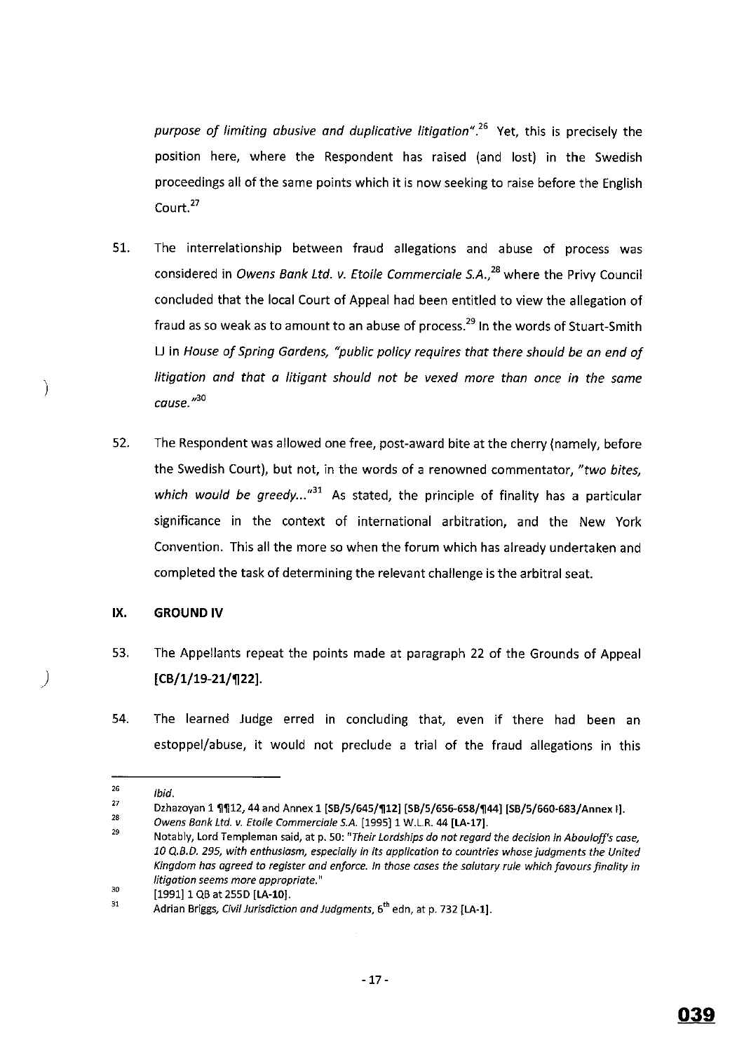*purpose of limiting abusive and duplicative litigation*".[26] Yet, this is precisely the position here, where the Respondent has raised (and lost) in the Swedish proceedings all of the same points which it is now seeking to raise before the English Court.[27]

51. The interrelationship between fraud allegations and abuse of process was considered in *Owens Bank Ltd. v. Etoile Commerciale S.A.*,[28] where the Privy Council concluded that the local Court of Appeal had been entitled to view the allegation of fraud as so weak as to amount to an abuse of process.[29] In the words of Stuart-Smith LJ in *House of Spring Gardens*, "*public policy requires that there should be an end of litigation and that a litigant should not be vexed more than once in the same cause.*"[30]

52. The Respondent was allowed one free, post-award bite at the cherry (namely, before the Swedish Court), but not, in the words of a renowned commentator, "*two bites, which would be greedy...*"[31] As stated, the principle of finality has a particular significance in the context of international arbitration, and the New York Convention. This all the more so when the forum which has already undertaken and completed the task of determining the relevant challenge is the arbitral seat.

## IX. GROUND IV

53. The Appellants repeat the points made at paragraph 22 of the Grounds of Appeal **[CB/1/19-21/¶22]**.

54. The learned Judge erred in concluding that, even if there had been an estoppel/abuse, it would not preclude a trial of the fraud allegations in this

---

[26] *Ibid.*

[27] Dzhazoyan 1 ¶¶12, 44 and Annex 1 **[SB/5/645/¶12] [SB/5/656-658/¶44] [SB/5/660-683/Annex I]**.

[28] *Owens Bank Ltd. v. Etoile Commerciale S.A.* [1995] 1 W.L.R. 44 **[LA-17]**.

[29] Notably, Lord Templeman said, at p. 50: "*Their Lordships do not regard the decision in Abouloff's case, 10 Q.B.D. 295, with enthusiasm, especially in its application to countries whose judgments the United Kingdom has agreed to register and enforce. In those cases the salutary rule which favours finality in litigation seems more appropriate.*"

[30] [1991] 1 QB at 255D **[LA-10]**.

[31] Adrian Briggs, *Civil Jurisdiction and Judgments*, 6th edn, at p. 732 **[LA-1]**.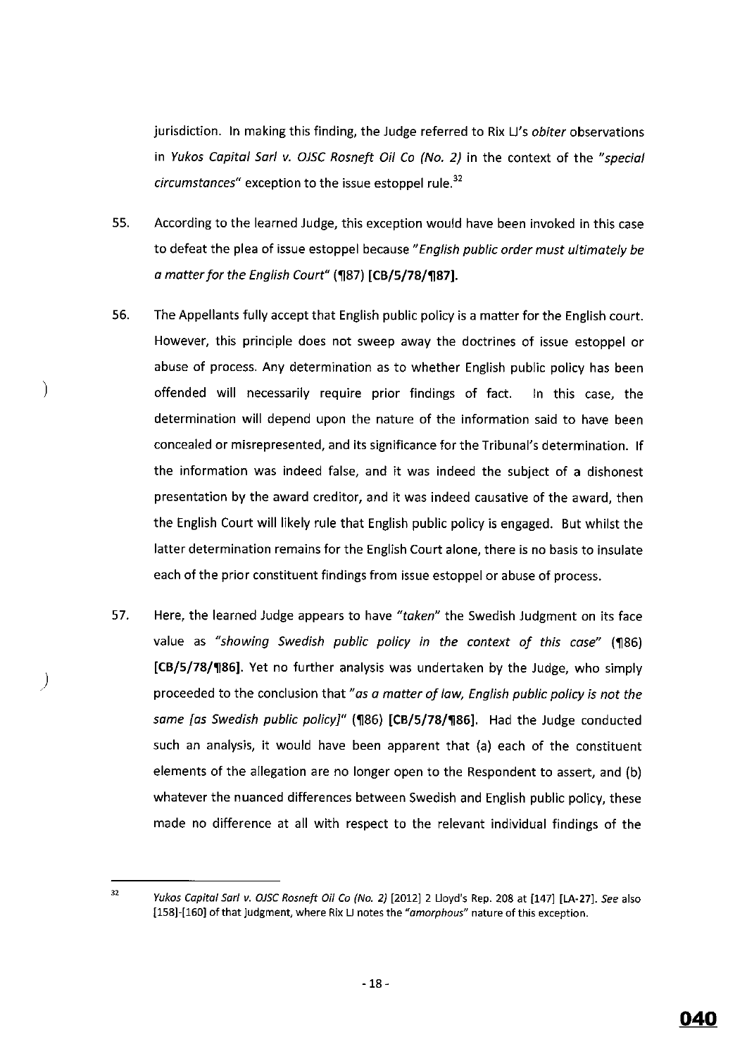jurisdiction. In making this finding, the Judge referred to Rix LJ's *obiter* observations in *Yukos Capital Sarl v. OJSC Rosneft Oil Co (No. 2)* in the context of the *"special circumstances"* exception to the issue estoppel rule.[32]

55. According to the learned Judge, this exception would have been invoked in this case to defeat the plea of issue estoppel because *"English public order must ultimately be a matter for the English Court"* (¶87) **[CB/5/78/¶87]**.

56. The Appellants fully accept that English public policy is a matter for the English court. However, this principle does not sweep away the doctrines of issue estoppel or abuse of process. Any determination as to whether English public policy has been offended will necessarily require prior findings of fact. In this case, the determination will depend upon the nature of the information said to have been concealed or misrepresented, and its significance for the Tribunal's determination. If the information was indeed false, and it was indeed the subject of a dishonest presentation by the award creditor, and it was indeed causative of the award, then the English Court will likely rule that English public policy is engaged. But whilst the latter determination remains for the English Court alone, there is no basis to insulate each of the prior constituent findings from issue estoppel or abuse of process.

57. Here, the learned Judge appears to have *"taken"* the Swedish Judgment on its face value as *"showing Swedish public policy in the context of this case"* (¶86) **[CB/5/78/¶86]**. Yet no further analysis was undertaken by the Judge, who simply proceeded to the conclusion that *"as a matter of law, English public policy is not the same [as Swedish public policy]"* (¶86) **[CB/5/78/¶86]**. Had the Judge conducted such an analysis, it would have been apparent that (a) each of the constituent elements of the allegation are no longer open to the Respondent to assert, and (b) whatever the nuanced differences between Swedish and English public policy, these made no difference at all with respect to the relevant individual findings of the

---

[32] *Yukos Capital Sarl v. OJSC Rosneft Oil Co (No. 2)* [2012] 2 Lloyd's Rep. 208 at [147] [LA-27]. *See* also [158]-[160] of that judgment, where Rix LJ notes the *"amorphous"* nature of this exception.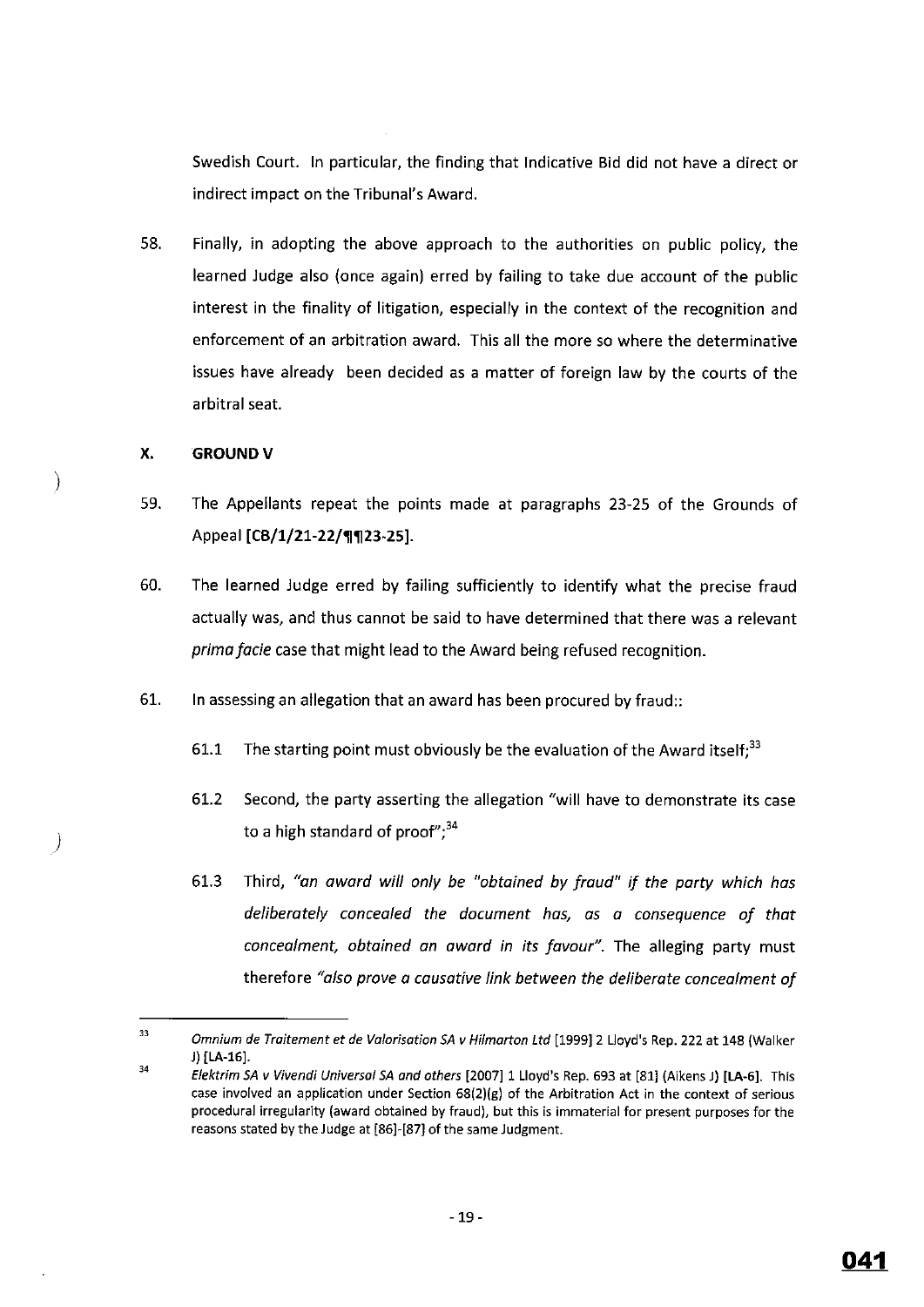Swedish Court. In particular, the finding that Indicative Bid did not have a direct or indirect impact on the Tribunal's Award.

58. Finally, in adopting the above approach to the authorities on public policy, the learned Judge also (once again) erred by failing to take due account of the public interest in the finality of litigation, especially in the context of the recognition and enforcement of an arbitration award. This all the more so where the determinative issues have already been decided as a matter of foreign law by the courts of the arbitral seat.

## X. GROUND V

59. The Appellants repeat the points made at paragraphs 23-25 of the Grounds of Appeal **[CB/1/21-22/¶¶23-25]**.

60. The learned Judge erred by failing sufficiently to identify what the precise fraud actually was, and thus cannot be said to have determined that there was a relevant *prima facie* case that might lead to the Award being refused recognition.

61. In assessing an allegation that an award has been procured by fraud::

    61.1 The starting point must obviously be the evaluation of the Award itself;[33]

    61.2 Second, the party asserting the allegation "will have to demonstrate its case to a high standard of proof";[34]

    61.3 Third, *"an award will only be "obtained by fraud" if the party which has deliberately concealed the document has, as a consequence of that concealment, obtained an award in its favour"*. The alleging party must therefore *"also prove a causative link between the deliberate concealment of*

---

[33] *Omnium de Traitement et de Valorisation SA v Hilmarton Ltd* [1999] 2 Lloyd's Rep. 222 at 148 (Walker J) **[LA-16]**.

[34] *Elektrim SA v Vivendi Universal SA and others* [2007] 1 Lloyd's Rep. 693 at [81] (Aikens J) **[LA-6]**. This case involved an application under Section 68(2)(g) of the Arbitration Act in the context of serious procedural irregularity (award obtained by fraud), but this is immaterial for present purposes for the reasons stated by the Judge at [86]-[87] of the same Judgment.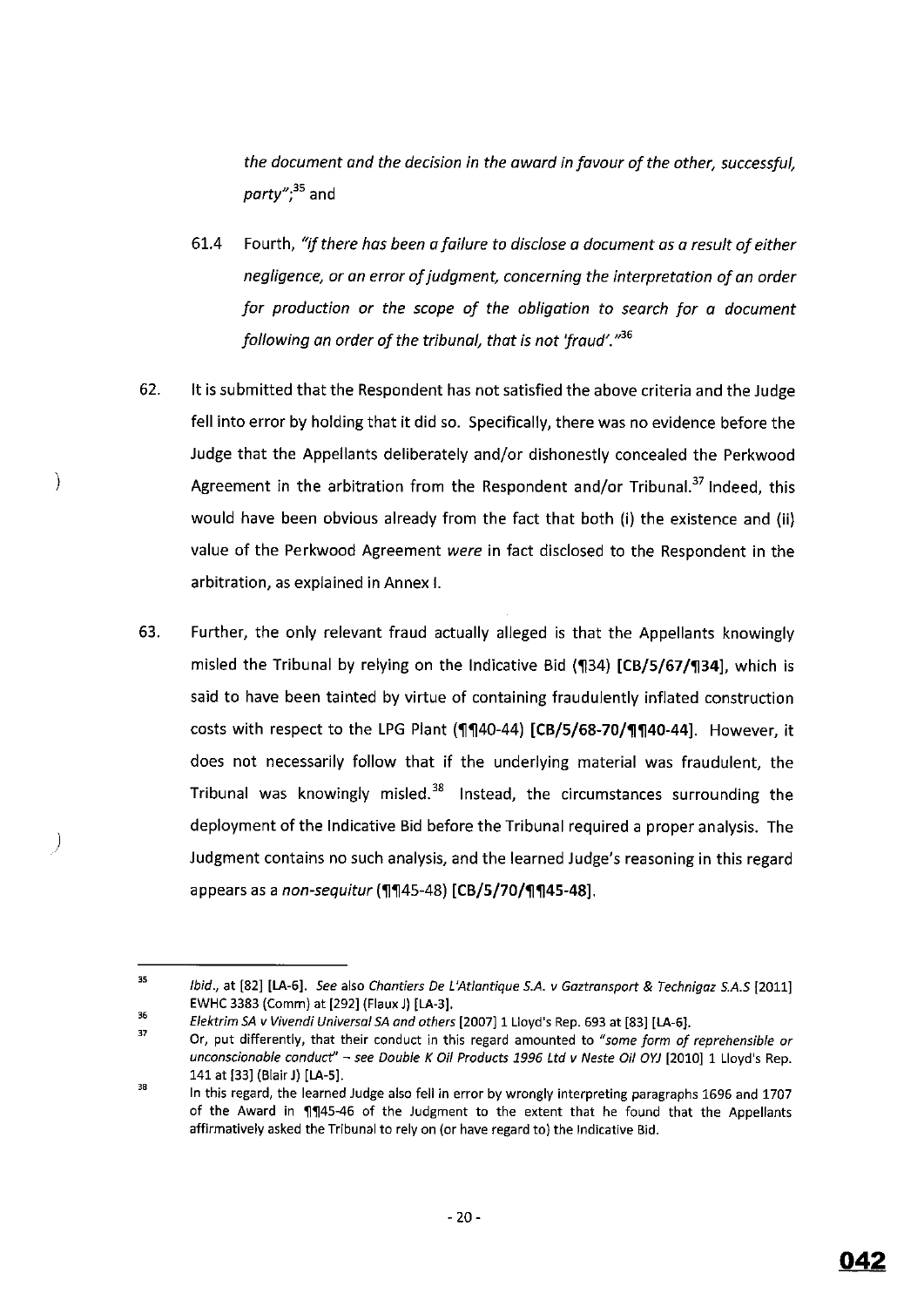*the document and the decision in the award in favour of the other, successful, party*";[35] and

61.4 Fourth, *"if there has been a failure to disclose a document as a result of either negligence, or an error of judgment, concerning the interpretation of an order for production or the scope of the obligation to search for a document following an order of the tribunal, that is not 'fraud'."*[36]

62. It is submitted that the Respondent has not satisfied the above criteria and the Judge fell into error by holding that it did so. Specifically, there was no evidence before the Judge that the Appellants deliberately and/or dishonestly concealed the Perkwood Agreement in the arbitration from the Respondent and/or Tribunal.[37] Indeed, this would have been obvious already from the fact that both (i) the existence and (ii) value of the Perkwood Agreement *were* in fact disclosed to the Respondent in the arbitration, as explained in Annex I.

63. Further, the only relevant fraud actually alleged is that the Appellants knowingly misled the Tribunal by relying on the Indicative Bid (¶34) **[CB/5/67/¶34]**, which is said to have been tainted by virtue of containing fraudulently inflated construction costs with respect to the LPG Plant (¶¶40-44) **[CB/5/68-70/¶¶40-44]**. However, it does not necessarily follow that if the underlying material was fraudulent, the Tribunal was knowingly misled.[38] Instead, the circumstances surrounding the deployment of the Indicative Bid before the Tribunal required a proper analysis. The Judgment contains no such analysis, and the learned Judge's reasoning in this regard appears as a *non-sequitur* (¶¶45-48) **[CB/5/70/¶¶45-48]**.

---

[35] *Ibid.*, at [82] **[LA-6]**. *See* also *Chantiers De L'Atlantique S.A. v Gaztransport & Technigaz S.A.S* [2011] EWHC 3383 (Comm) at [292] (Flaux J) **[LA-3]**.

[36] *Elektrim SA v Vivendi Universal SA and others* [2007] 1 Lloyd's Rep. 693 at [83] **[LA-6]**.

[37] Or, put differently, that their conduct in this regard amounted to *"some form of reprehensible or unconscionable conduct"* – *see Double K Oil Products 1996 Ltd v Neste Oil OYJ* [2010] 1 Lloyd's Rep. 141 at [33] (Blair J) **[LA-5]**.

[38] In this regard, the learned Judge also fell in error by wrongly interpreting paragraphs 1696 and 1707 of the Award in ¶¶45-46 of the Judgment to the extent that he found that the Appellants affirmatively asked the Tribunal to rely on (or have regard to) the Indicative Bid.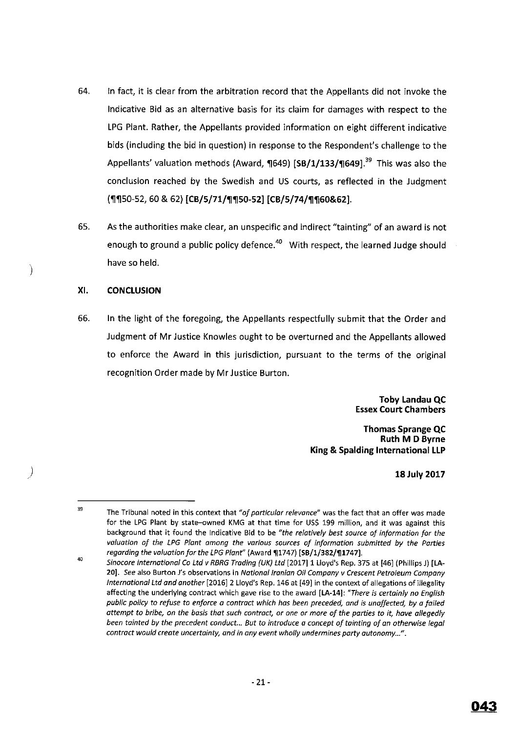64. In fact, it is clear from the arbitration record that the Appellants did not invoke the Indicative Bid as an alternative basis for its claim for damages with respect to the LPG Plant. Rather, the Appellants provided information on eight different indicative bids (including the bid in question) in response to the Respondent's challenge to the Appellants' valuation methods (Award, ¶649) **[SB/1/133/¶649]**.[39] This was also the conclusion reached by the Swedish and US courts, as reflected in the Judgment (¶¶50-52, 60 & 62) **[CB/5/71/¶¶50-52] [CB/5/74/¶¶60&62]**.

65. As the authorities make clear, an unspecific and indirect "tainting" of an award is not enough to ground a public policy defence.[40] With respect, the learned Judge should have so held.

## XI. CONCLUSION

66. In the light of the foregoing, the Appellants respectfully submit that the Order and Judgment of Mr Justice Knowles ought to be overturned and the Appellants allowed to enforce the Award in this jurisdiction, pursuant to the terms of the original recognition Order made by Mr Justice Burton.

**Toby Landau QC**
**Essex Court Chambers**

**Thomas Sprange QC**
**Ruth M D Byrne**
**King & Spalding International LLP**

**18 July 2017**

---

[39] The Tribunal noted in this context that *"of particular relevance"* was the fact that an offer was made for the LPG Plant by state–owned KMG at that time for US$ 199 million, and it was against this background that it found the Indicative Bid to be *"the relatively best source of information for the valuation of the LPG Plant among the various sources of information submitted by the Parties regarding the valuation for the LPG Plant"* (Award ¶1747) **[SB/1/382/¶1747]**.

[40] *Sinocore International Co Ltd v RBRG Trading (UK) Ltd* [2017] 1 Lloyd's Rep. 375 at [46] (Phillips J) **[LA-20]**. *See* also Burton J's observations in *National Iranian Oil Company v Crescent Petroleum Company International Ltd and another* [2016] 2 Lloyd's Rep. 146 at [49] in the context of allegations of illegality affecting the underlying contract which gave rise to the award **[LA-14]**: *"There is certainly no English public policy to refuse to enforce a contract which has been preceded, and is unaffected, by a failed attempt to bribe, on the basis that such contract, or one or more of the parties to it, have allegedly been tainted by the precedent conduct... But to introduce a concept of tainting of an otherwise legal contract would create uncertainty, and in any event wholly undermines party autonomy..."*.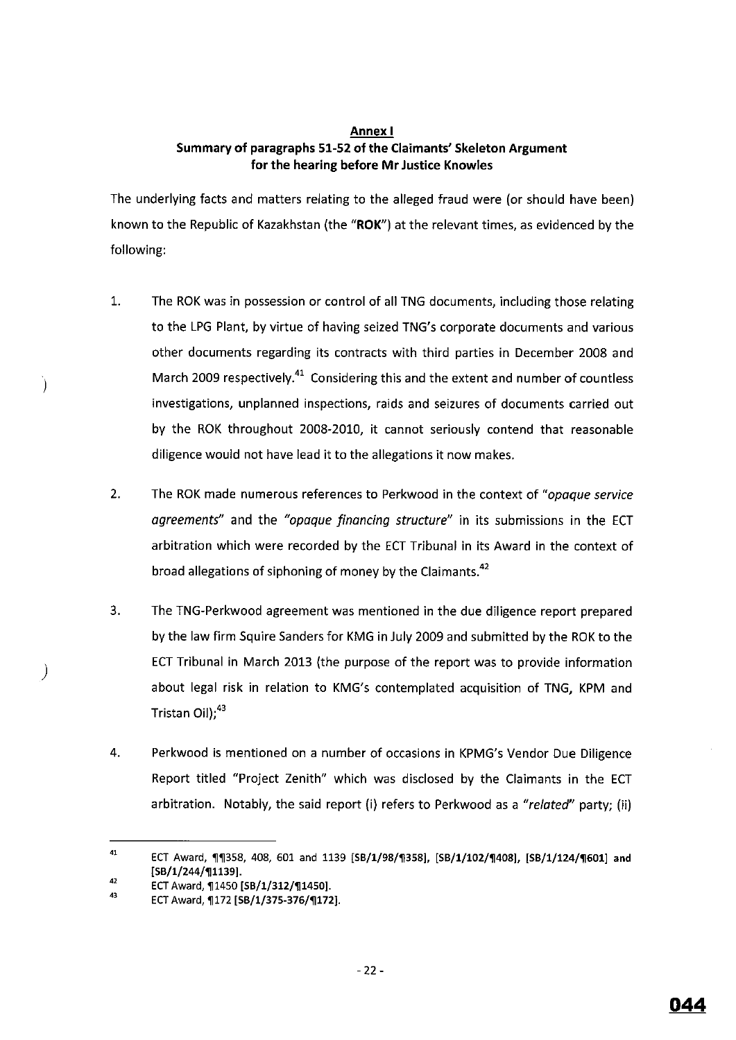**Annex I**

**Summary of paragraphs 51-52 of the Claimants' Skeleton Argument for the hearing before Mr Justice Knowles**

The underlying facts and matters relating to the alleged fraud were (or should have been) known to the Republic of Kazakhstan (the "**ROK**") at the relevant times, as evidenced by the following:

1. The ROK was in possession or control of all TNG documents, including those relating to the LPG Plant, by virtue of having seized TNG's corporate documents and various other documents regarding its contracts with third parties in December 2008 and March 2009 respectively.[41] Considering this and the extent and number of countless investigations, unplanned inspections, raids and seizures of documents carried out by the ROK throughout 2008-2010, it cannot seriously contend that reasonable diligence would not have lead it to the allegations it now makes.

2. The ROK made numerous references to Perkwood in the context of *"opaque service agreements"* and the *"opaque financing structure"* in its submissions in the ECT arbitration which were recorded by the ECT Tribunal in its Award in the context of broad allegations of siphoning of money by the Claimants.[42]

3. The TNG-Perkwood agreement was mentioned in the due diligence report prepared by the law firm Squire Sanders for KMG in July 2009 and submitted by the ROK to the ECT Tribunal in March 2013 (the purpose of the report was to provide information about legal risk in relation to KMG's contemplated acquisition of TNG, KPM and Tristan Oil);[43]

4. Perkwood is mentioned on a number of occasions in KPMG's Vendor Due Diligence Report titled "Project Zenith" which was disclosed by the Claimants in the ECT arbitration. Notably, the said report (i) refers to Perkwood as a *"related"* party; (ii)

---

[41] ECT Award, ¶¶358, 408, 601 and 1139 **[SB/1/98/¶358]**, **[SB/1/102/¶408]**, **[SB/1/124/¶601]** and **[SB/1/244/¶1139]**.

[42] ECT Award, ¶1450 **[SB/1/312/¶1450]**.

[43] ECT Award, ¶172 **[SB/1/375-376/¶172]**.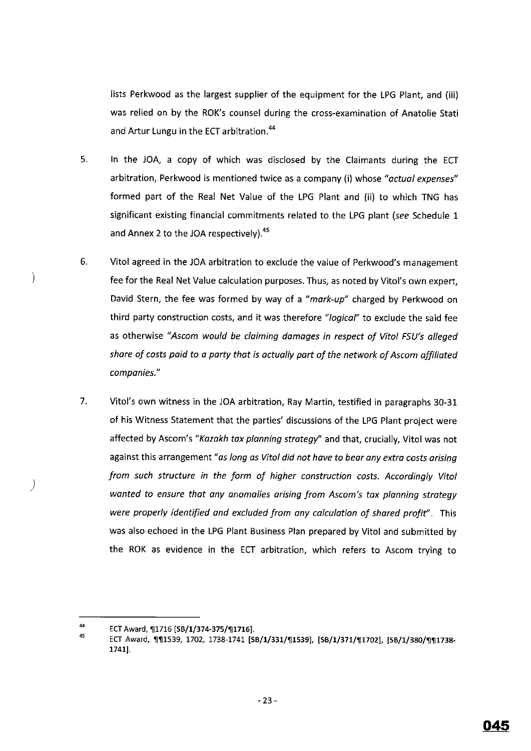lists Perkwood as the largest supplier of the equipment for the LPG Plant, and (iii) was relied on by the ROK's counsel during the cross-examination of Anatolie Stati and Artur Lungu in the ECT arbitration.[44]

5. In the JOA, a copy of which was disclosed by the Claimants during the ECT arbitration, Perkwood is mentioned twice as a company (i) whose *"actual expenses"* formed part of the Real Net Value of the LPG Plant and (ii) to which TNG has significant existing financial commitments related to the LPG plant (*see* Schedule 1 and Annex 2 to the JOA respectively).[45]

6. Vitol agreed in the JOA arbitration to exclude the value of Perkwood's management fee for the Real Net Value calculation purposes. Thus, as noted by Vitol's own expert, David Stern, the fee was formed by way of a *"mark-up"* charged by Perkwood on third party construction costs, and it was therefore *"logical"* to exclude the said fee as otherwise *"Ascom would be claiming damages in respect of Vitol FSU's alleged share of costs paid to a party that is actually part of the network of Ascom affiliated companies."*

7. Vitol's own witness in the JOA arbitration, Ray Martin, testified in paragraphs 30-31 of his Witness Statement that the parties' discussions of the LPG Plant project were affected by Ascom's *"Kazakh tax planning strategy"* and that, crucially, Vitol was not against this arrangement *"as long as Vitol did not have to bear any extra costs arising from such structure in the form of higher construction costs. Accordingly Vitol wanted to ensure that any anomalies arising from Ascom's tax planning strategy were properly identified and excluded from any calculation of shared profit"*. This was also echoed in the LPG Plant Business Plan prepared by Vitol and submitted by the ROK as evidence in the ECT arbitration, which refers to Ascom trying to

---

[44] ECT Award, ¶1716 **[SB/1/374-375/¶1716]**.

[45] ECT Award, ¶¶1539, 1702, 1738-1741 **[SB/1/331/¶1539]**, **[SB/1/371/¶1702]**, **[SB/1/380/¶¶1738-1741]**.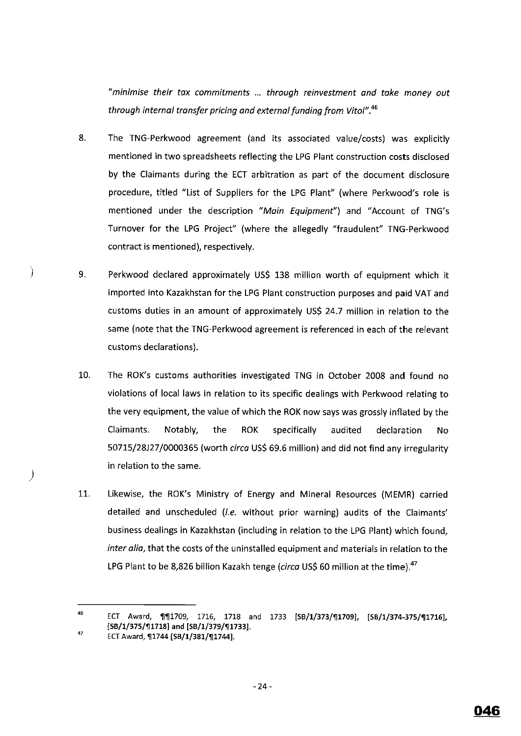*"minimise their tax commitments ... through reinvestment and take money out through internal transfer pricing and external funding from Vitol".*[46]

8. The TNG-Perkwood agreement (and its associated value/costs) was explicitly mentioned in two spreadsheets reflecting the LPG Plant construction costs disclosed by the Claimants during the ECT arbitration as part of the document disclosure procedure, titled "List of Suppliers for the LPG Plant" (where Perkwood's role is mentioned under the description "*Main Equipment*") and "Account of TNG's Turnover for the LPG Project" (where the allegedly "fraudulent" TNG-Perkwood contract is mentioned), respectively.

9. Perkwood declared approximately US$ 138 million worth of equipment which it imported into Kazakhstan for the LPG Plant construction purposes and paid VAT and customs duties in an amount of approximately US$ 24.7 million in relation to the same (note that the TNG-Perkwood agreement is referenced in each of the relevant customs declarations).

10. The ROK's customs authorities investigated TNG in October 2008 and found no violations of local laws in relation to its specific dealings with Perkwood relating to the very equipment, the value of which the ROK now says was grossly inflated by the Claimants. Notably, the ROK specifically audited declaration No 50715/28J27/0000365 (worth *circa* US$ 69.6 million) and did not find any irregularity in relation to the same.

11. Likewise, the ROK's Ministry of Energy and Mineral Resources (MEMR) carried detailed and unscheduled (*i.e.* without prior warning) audits of the Claimants' business dealings in Kazakhstan (including in relation to the LPG Plant) which found, *inter alia*, that the costs of the uninstalled equipment and materials in relation to the LPG Plant to be 8,826 billion Kazakh tenge (*circa* US$ 60 million at the time).[47]

---

[46] ECT Award, ¶¶1709, 1716, 1718 and 1733 **[SB/1/373/¶1709]**, **[SB/1/374-375/¶1716]**, **[SB/1/375/¶1718]** and **[SB/1/379/¶1733]**.

[47] ECT Award, ¶1744 **[SB/1/381/¶1744]**.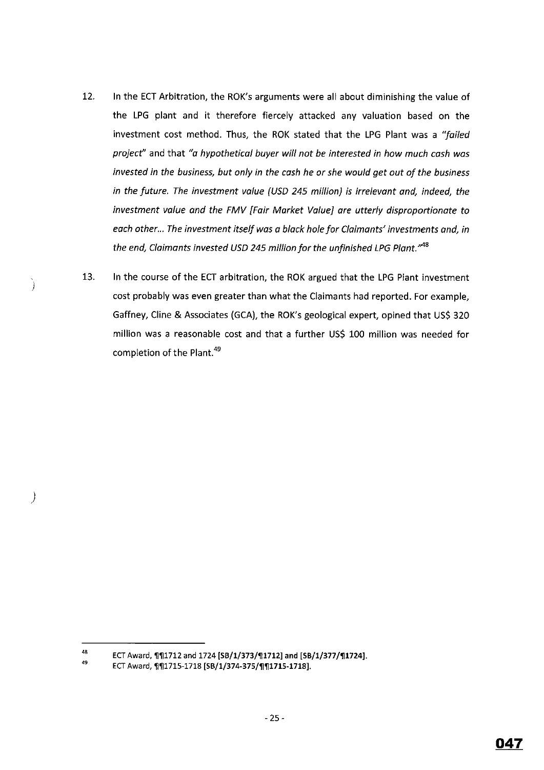12. In the ECT Arbitration, the ROK's arguments were all about diminishing the value of the LPG plant and it therefore fiercely attacked any valuation based on the investment cost method. Thus, the ROK stated that the LPG Plant was a "*failed project*" and that "*a hypothetical buyer will not be interested in how much cash was invested in the business, but only in the cash he or she would get out of the business in the future. The investment value (USD 245 million) is irrelevant and, indeed, the investment value and the FMV [Fair Market Value] are utterly disproportionate to each other... The investment itself was a black hole for Claimants' investments and, in the end, Claimants invested USD 245 million for the unfinished LPG Plant.*"[48]

13. In the course of the ECT arbitration, the ROK argued that the LPG Plant investment cost probably was even greater than what the Claimants had reported. For example, Gaffney, Cline & Associates (GCA), the ROK's geological expert, opined that US$ 320 million was a reasonable cost and that a further US$ 100 million was needed for completion of the Plant.[49]

---

48 ECT Award, ¶¶1712 and 1724 **[SB/1/373/¶1712] and [SB/1/377/¶1724].**

49 ECT Award, ¶¶1715-1718 **[SB/1/374-375/¶¶1715-1718].**

047